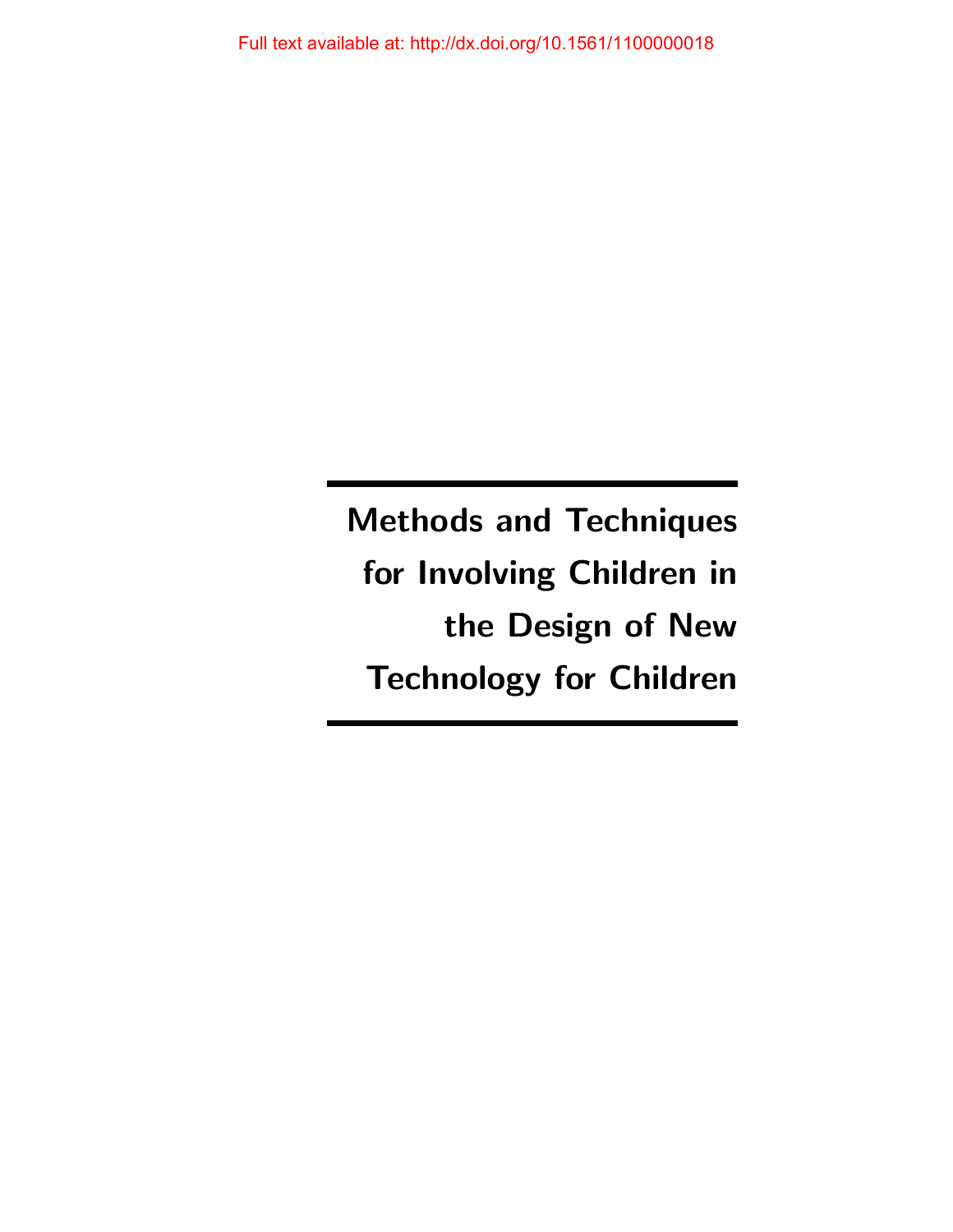Full text available at: http://dx.doi.org/10.1561/1100000018

# Methods and Techniques for Involving Children in the Design of New Technology for Children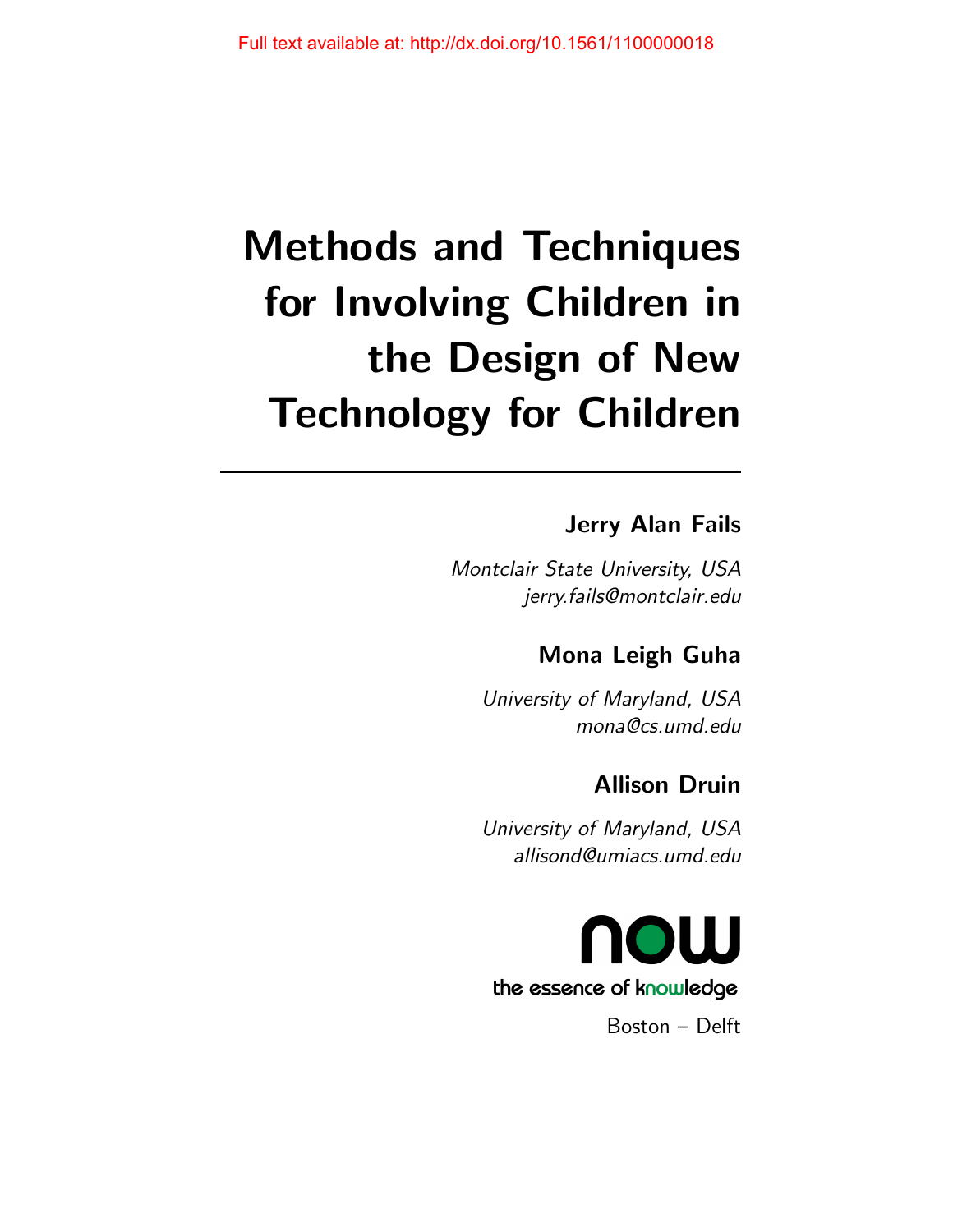# Methods and Techniques for Involving Children in the Design of New Technology for Children

**Jerry Alan Fails**

*Montclair State University, USA*
*jerry.fails@montclair.edu*

**Mona Leigh Guha**

*University of Maryland, USA*
*mona@cs.umd.edu*

**Allison Druin**

*University of Maryland, USA*
*allisond@umiacs.umd.edu*

now

the essence of knowledge

Boston – Delft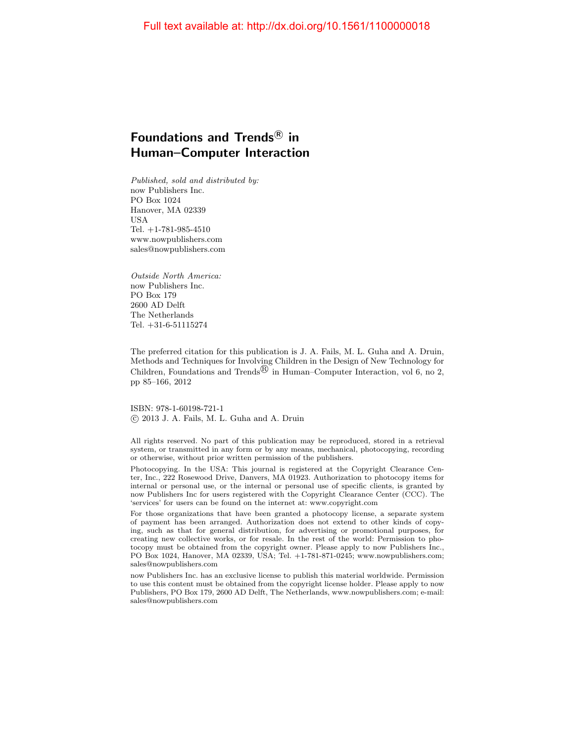# Foundations and Trends® in Human–Computer Interaction

*Published, sold and distributed by:*
now Publishers Inc.
PO Box 1024
Hanover, MA 02339
USA
Tel. +1-781-985-4510
www.nowpublishers.com
sales@nowpublishers.com

*Outside North America:*
now Publishers Inc.
PO Box 179
2600 AD Delft
The Netherlands
Tel. +31-6-51115274

The preferred citation for this publication is J. A. Fails, M. L. Guha and A. Druin, Methods and Techniques for Involving Children in the Design of New Technology for Children, Foundations and Trends® in Human–Computer Interaction, vol 6, no 2, pp 85–166, 2012

ISBN: 978-1-60198-721-1
© 2013 J. A. Fails, M. L. Guha and A. Druin

All rights reserved. No part of this publication may be reproduced, stored in a retrieval system, or transmitted in any form or by any means, mechanical, photocopying, recording or otherwise, without prior written permission of the publishers.

Photocopying. In the USA: This journal is registered at the Copyright Clearance Center, Inc., 222 Rosewood Drive, Danvers, MA 01923. Authorization to photocopy items for internal or personal use, or the internal or personal use of specific clients, is granted by now Publishers Inc for users registered with the Copyright Clearance Center (CCC). The 'services' for users can be found on the internet at: www.copyright.com

For those organizations that have been granted a photocopy license, a separate system of payment has been arranged. Authorization does not extend to other kinds of copying, such as that for general distribution, for advertising or promotional purposes, for creating new collective works, or for resale. In the rest of the world: Permission to photocopy must be obtained from the copyright owner. Please apply to now Publishers Inc., PO Box 1024, Hanover, MA 02339, USA; Tel. +1-781-871-0245; www.nowpublishers.com; sales@nowpublishers.com

now Publishers Inc. has an exclusive license to publish this material worldwide. Permission to use this content must be obtained from the copyright license holder. Please apply to now Publishers, PO Box 179, 2600 AD Delft, The Netherlands, www.nowpublishers.com; e-mail: sales@nowpublishers.com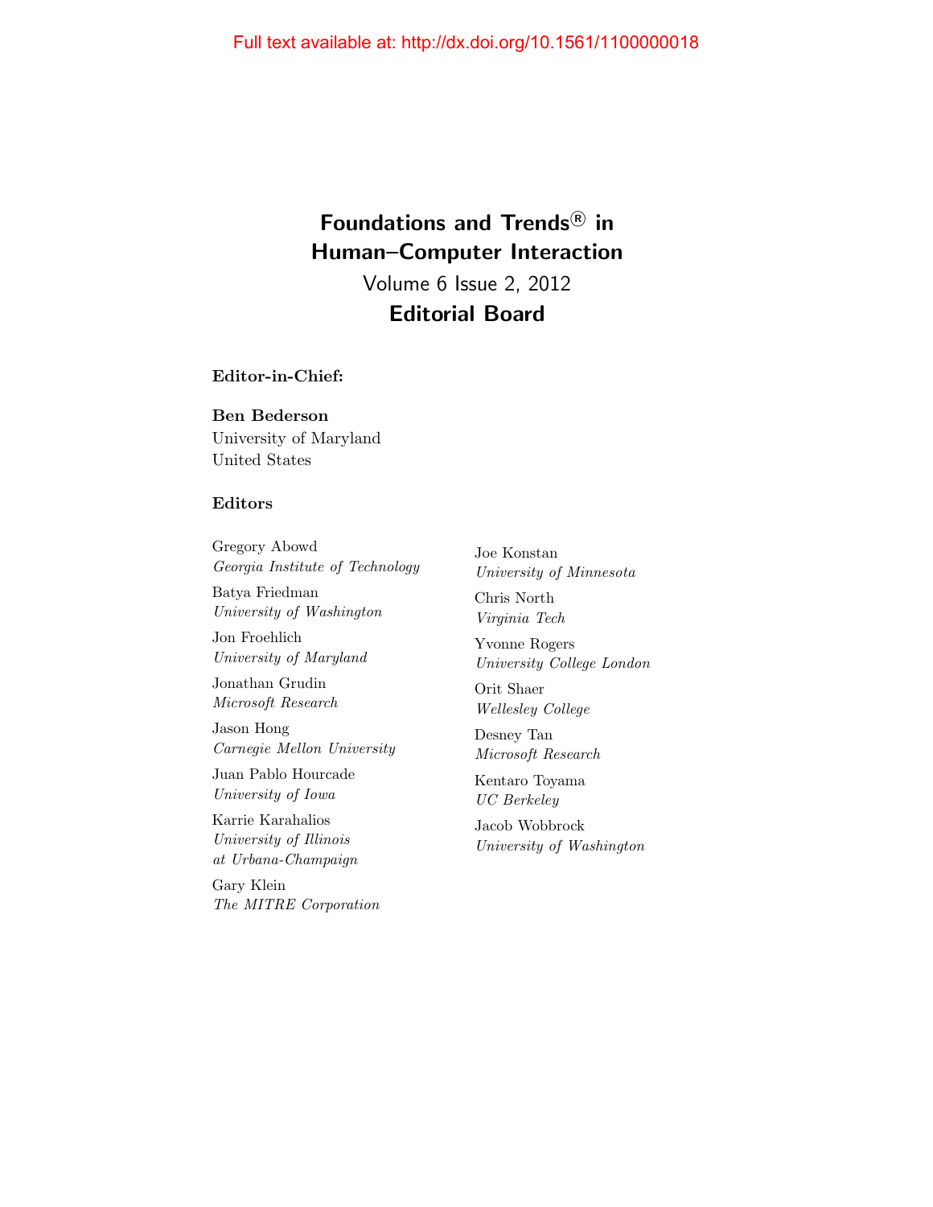Full text available at: http://dx.doi.org/10.1561/1100000018

# Foundations and Trends® in Human–Computer Interaction

Volume 6 Issue 2, 2012

## Editorial Board

**Editor-in-Chief:**

**Ben Bederson**
University of Maryland
United States

**Editors**

Gregory Abowd
*Georgia Institute of Technology*

Batya Friedman
*University of Washington*

Jon Froehlich
*University of Maryland*

Jonathan Grudin
*Microsoft Research*

Jason Hong
*Carnegie Mellon University*

Juan Pablo Hourcade
*University of Iowa*

Karrie Karahalios
*University of Illinois at Urbana-Champaign*

Gary Klein
*The MITRE Corporation*

Joe Konstan
*University of Minnesota*

Chris North
*Virginia Tech*

Yvonne Rogers
*University College London*

Orit Shaer
*Wellesley College*

Desney Tan
*Microsoft Research*

Kentaro Toyama
*UC Berkeley*

Jacob Wobbrock
*University of Washington*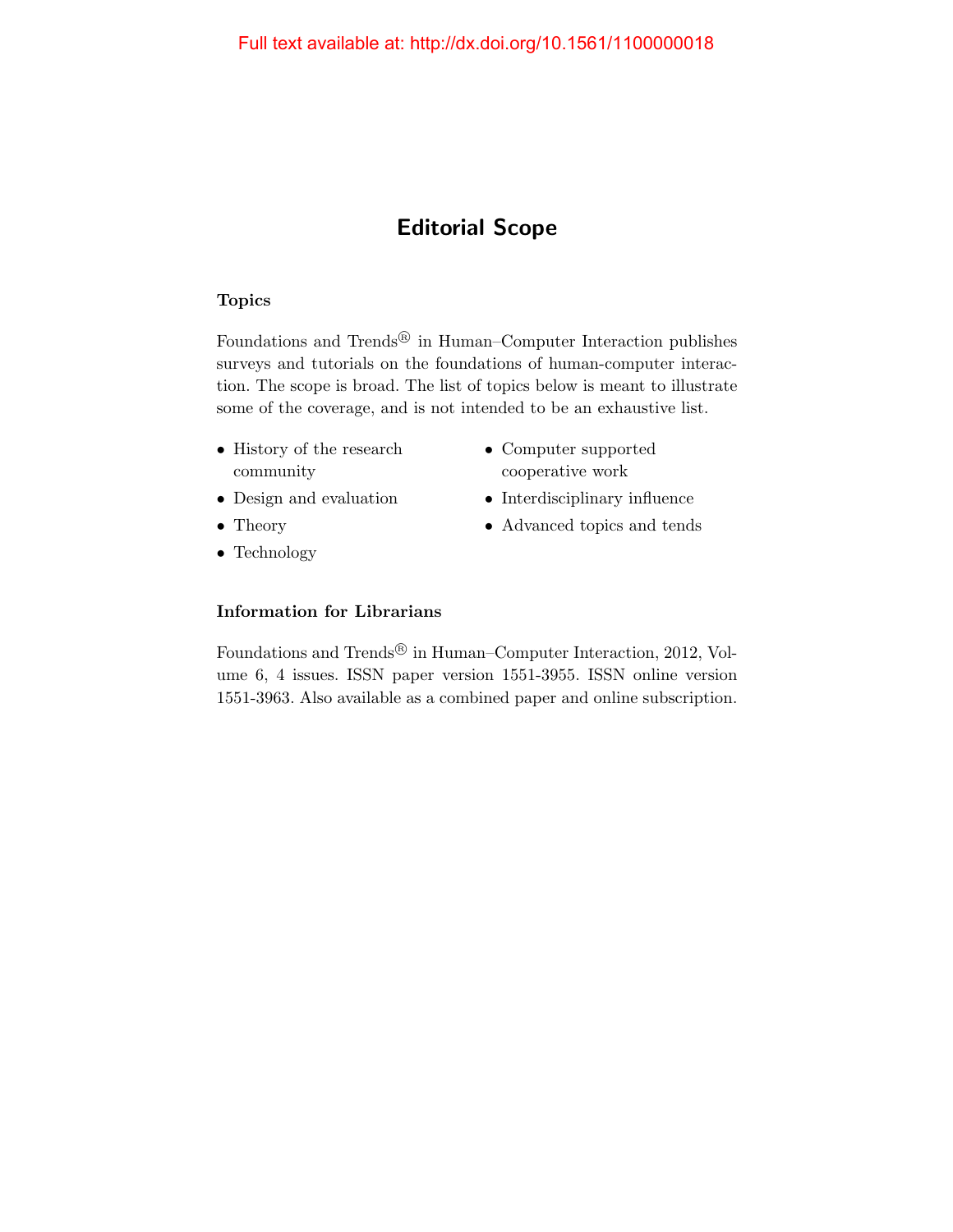# Editorial Scope

### Topics

Foundations and Trends® in Human–Computer Interaction publishes surveys and tutorials on the foundations of human-computer interaction. The scope is broad. The list of topics below is meant to illustrate some of the coverage, and is not intended to be an exhaustive list.

- History of the research community
- Design and evaluation
- Theory
- Technology
- Computer supported cooperative work
- Interdisciplinary influence
- Advanced topics and tends

### Information for Librarians

Foundations and Trends® in Human–Computer Interaction, 2012, Volume 6, 4 issues. ISSN paper version 1551-3955. ISSN online version 1551-3963. Also available as a combined paper and online subscription.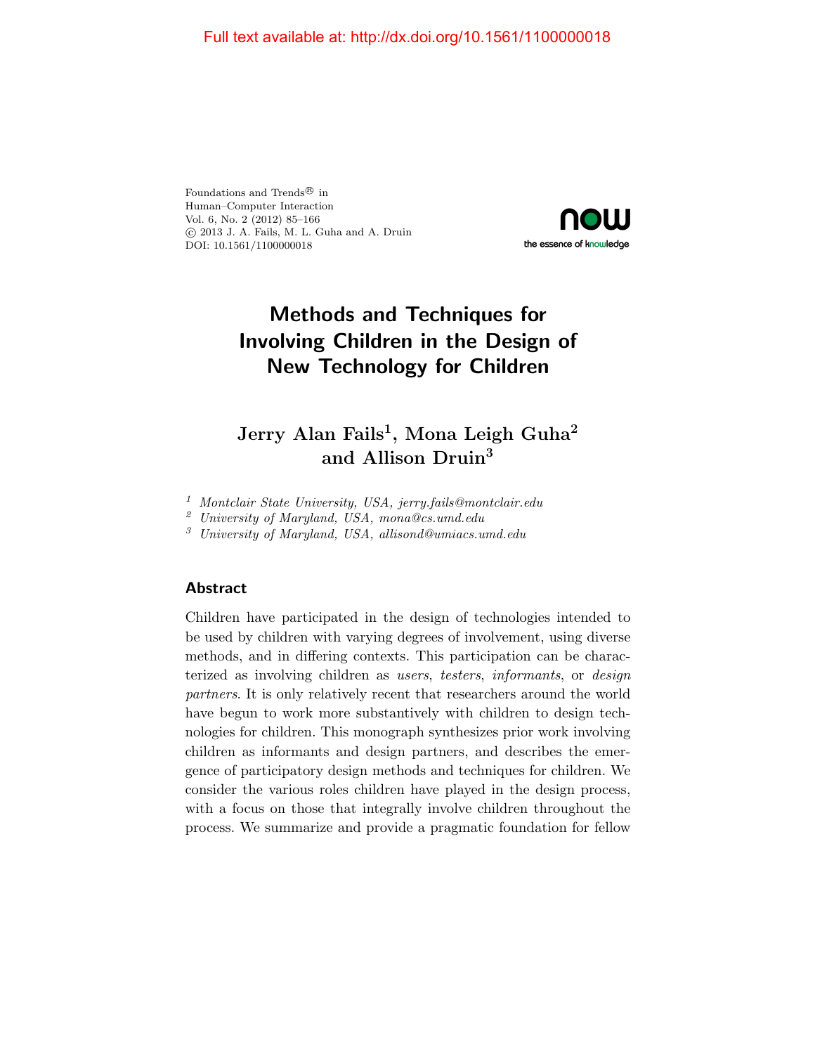Full text available at: http://dx.doi.org/10.1561/1100000018

Foundations and Trends® in
Human–Computer Interaction
Vol. 6, No. 2 (2012) 85–166
© 2013 J. A. Fails, M. L. Guha and A. Druin
DOI: 10.1561/1100000018

now
the essence of knowledge

# Methods and Techniques for Involving Children in the Design of New Technology for Children

**Jerry Alan Fails[1], Mona Leigh Guha[2] and Allison Druin[3]**

[1] *Montclair State University, USA, jerry.fails@montclair.edu*
[2] *University of Maryland, USA, mona@cs.umd.edu*
[3] *University of Maryland, USA, allisond@umiacs.umd.edu*

## Abstract

Children have participated in the design of technologies intended to be used by children with varying degrees of involvement, using diverse methods, and in differing contexts. This participation can be characterized as involving children as *users*, *testers*, *informants*, or *design partners*. It is only relatively recent that researchers around the world have begun to work more substantively with children to design technologies for children. This monograph synthesizes prior work involving children as informants and design partners, and describes the emergence of participatory design methods and techniques for children. We consider the various roles children have played in the design process, with a focus on those that integrally involve children throughout the process. We summarize and provide a pragmatic foundation for fellow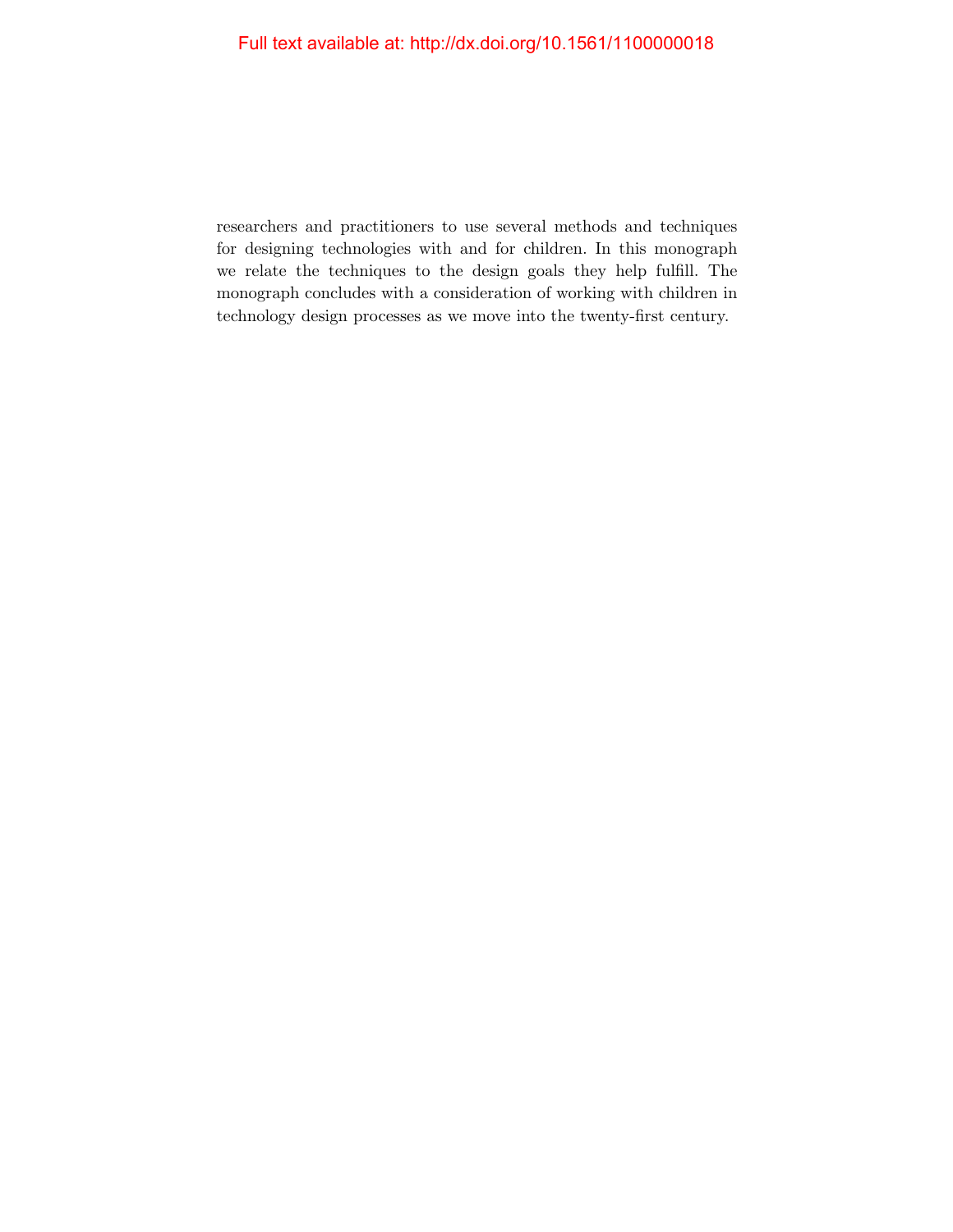researchers and practitioners to use several methods and techniques for designing technologies with and for children. In this monograph we relate the techniques to the design goals they help fulfill. The monograph concludes with a consideration of working with children in technology design processes as we move into the twenty-first century.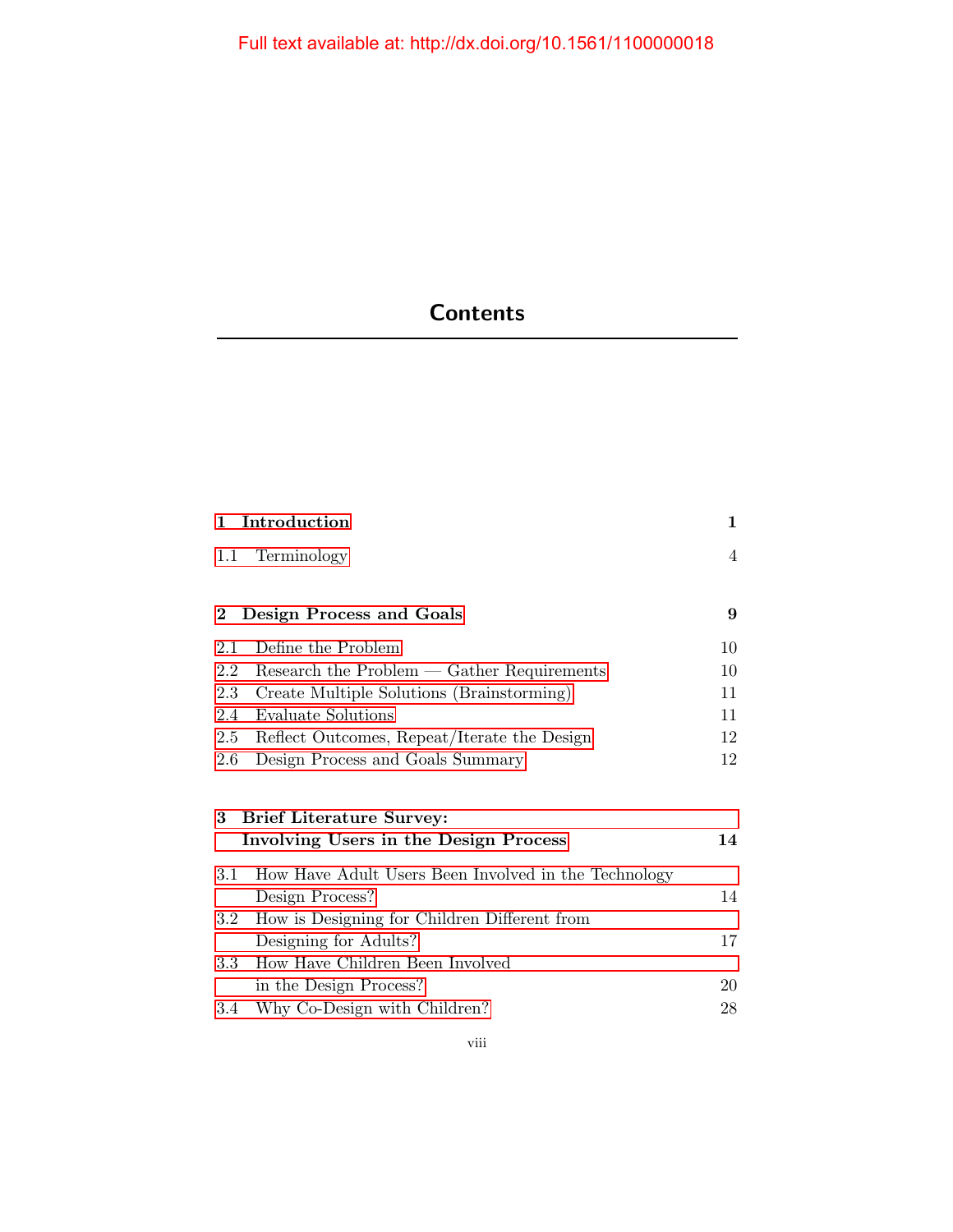Full text available at: http://dx.doi.org/10.1561/1100000018

# Contents

| | |
|---|---|
| **1 Introduction** | **1** |
| 1.1 Terminology | 4 |
| **2 Design Process and Goals** | **9** |
| 2.1 Define the Problem | 10 |
| 2.2 Research the Problem — Gather Requirements | 10 |
| 2.3 Create Multiple Solutions (Brainstorming) | 11 |
| 2.4 Evaluate Solutions | 11 |
| 2.5 Reflect Outcomes, Repeat/Iterate the Design | 12 |
| 2.6 Design Process and Goals Summary | 12 |
| **3 Brief Literature Survey: Involving Users in the Design Process** | **14** |
| 3.1 How Have Adult Users Been Involved in the Technology Design Process? | 14 |
| 3.2 How is Designing for Children Different from Designing for Adults? | 17 |
| 3.3 How Have Children Been Involved in the Design Process? | 20 |
| 3.4 Why Co-Design with Children? | 28 |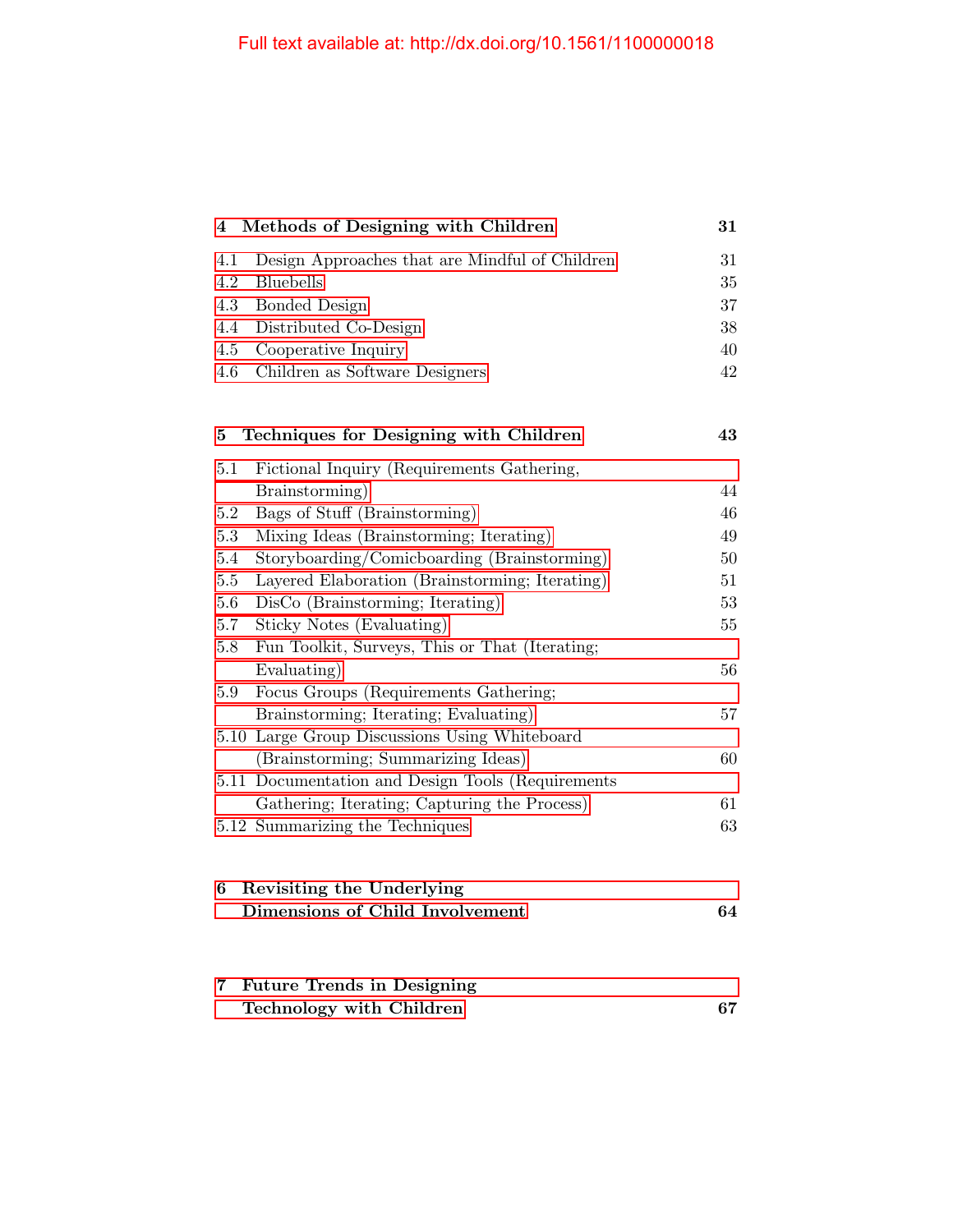**4 Methods of Designing with Children** **31**

4.1 Design Approaches that are Mindful of Children 31
4.2 Bluebells 35
4.3 Bonded Design 37
4.4 Distributed Co-Design 38
4.5 Cooperative Inquiry 40
4.6 Children as Software Designers 42

**5 Techniques for Designing with Children** **43**

5.1 Fictional Inquiry (Requirements Gathering, Brainstorming) 44
5.2 Bags of Stuff (Brainstorming) 46
5.3 Mixing Ideas (Brainstorming; Iterating) 49
5.4 Storyboarding/Comicboarding (Brainstorming) 50
5.5 Layered Elaboration (Brainstorming; Iterating) 51
5.6 DisCo (Brainstorming; Iterating) 53
5.7 Sticky Notes (Evaluating) 55
5.8 Fun Toolkit, Surveys, This or That (Iterating; Evaluating) 56
5.9 Focus Groups (Requirements Gathering; Brainstorming; Iterating; Evaluating) 57
5.10 Large Group Discussions Using Whiteboard (Brainstorming; Summarizing Ideas) 60
5.11 Documentation and Design Tools (Requirements Gathering; Iterating; Capturing the Process) 61
5.12 Summarizing the Techniques 63

**6 Revisiting the Underlying Dimensions of Child Involvement** **64**

**7 Future Trends in Designing Technology with Children** **67**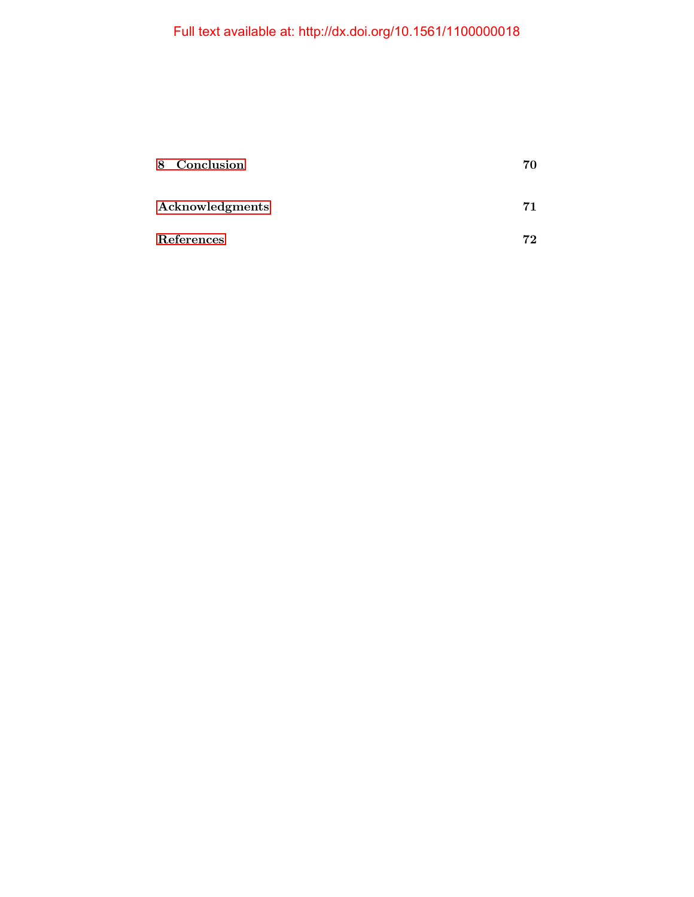**8 Conclusion** **70**

**Acknowledgments** **71**

**References** **72**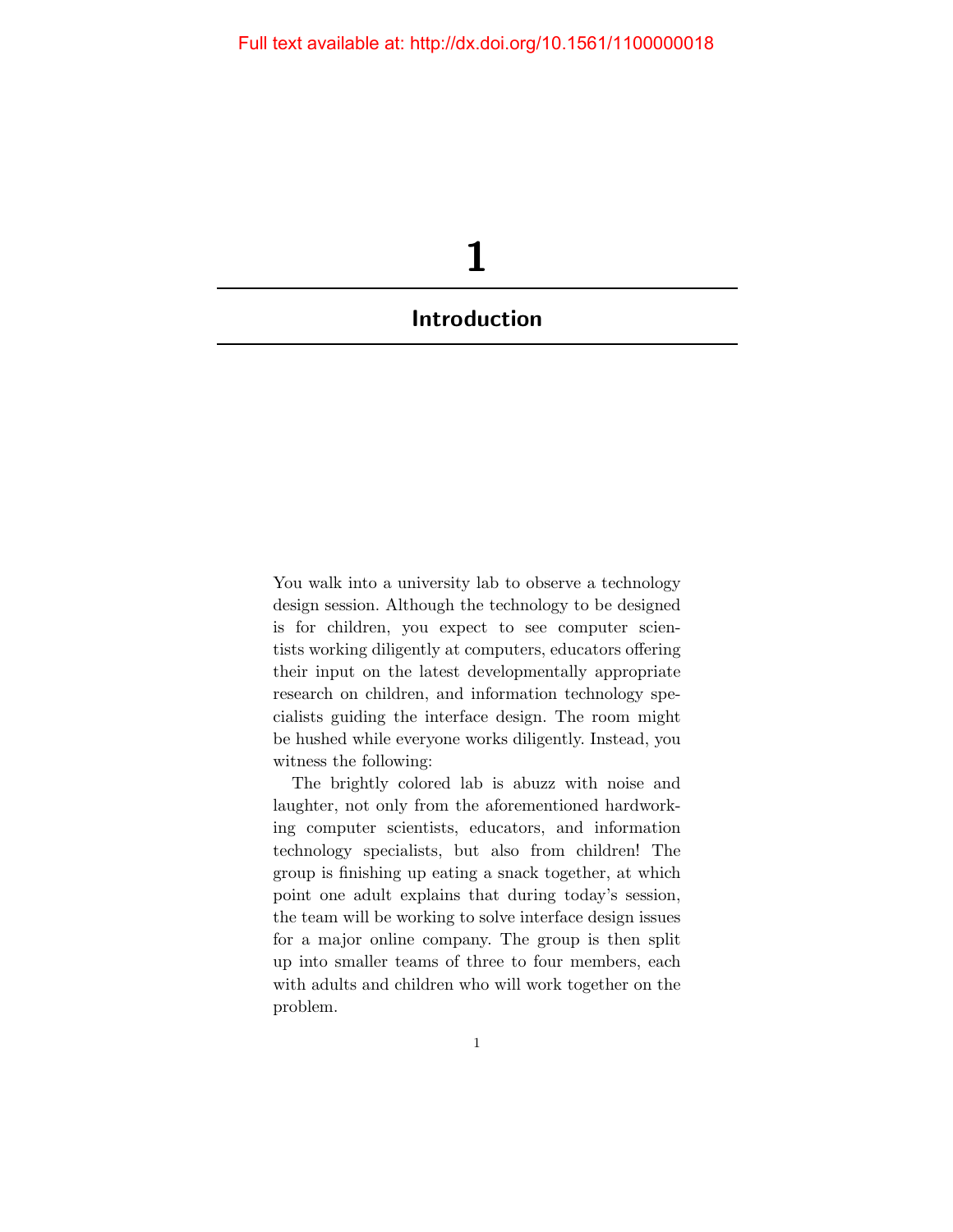# 1

## Introduction

You walk into a university lab to observe a technology design session. Although the technology to be designed is for children, you expect to see computer scientists working diligently at computers, educators offering their input on the latest developmentally appropriate research on children, and information technology specialists guiding the interface design. The room might be hushed while everyone works diligently. Instead, you witness the following:

The brightly colored lab is abuzz with noise and laughter, not only from the aforementioned hardworking computer scientists, educators, and information technology specialists, but also from children! The group is finishing up eating a snack together, at which point one adult explains that during today's session, the team will be working to solve interface design issues for a major online company. The group is then split up into smaller teams of three to four members, each with adults and children who will work together on the problem.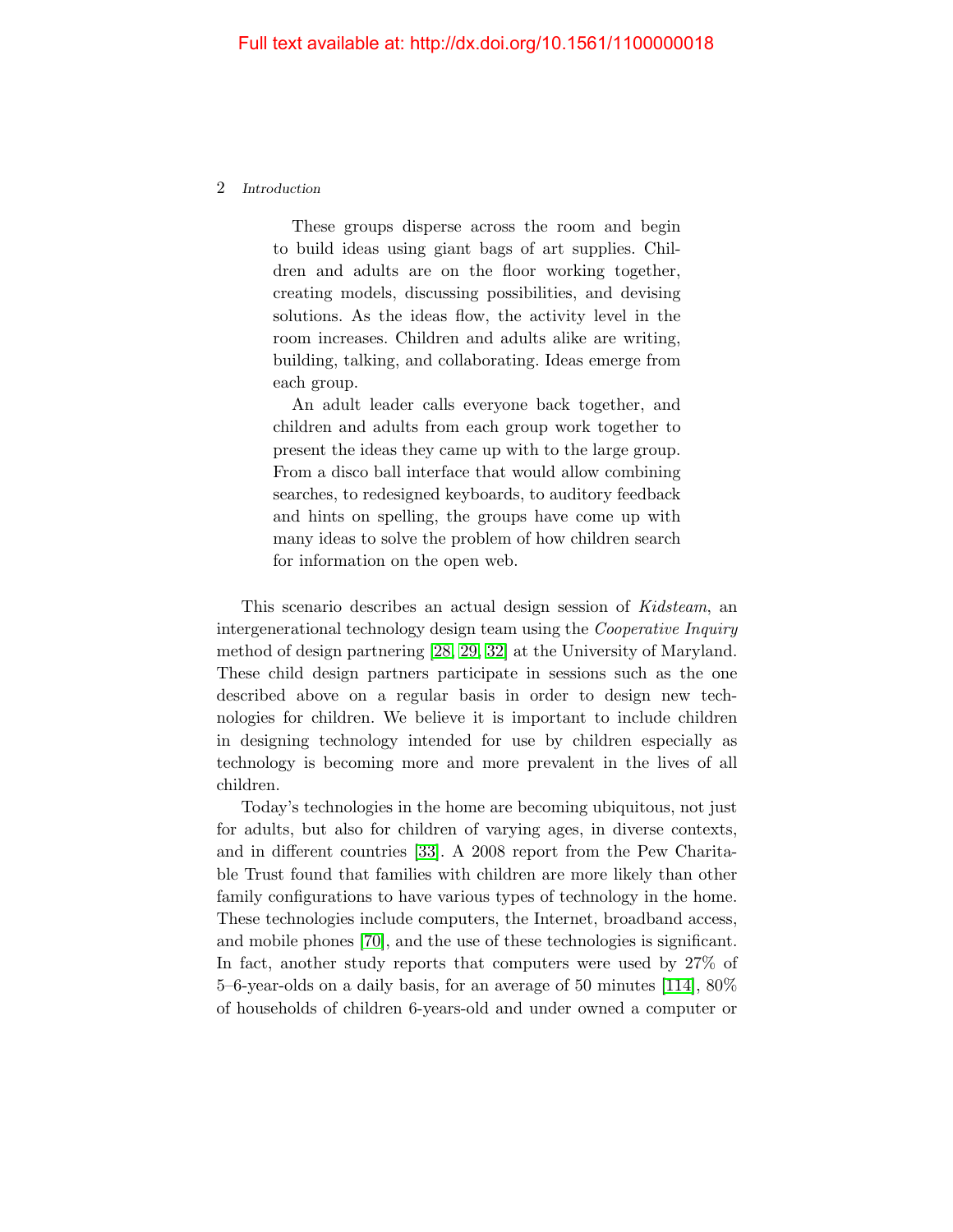These groups disperse across the room and begin to build ideas using giant bags of art supplies. Children and adults are on the floor working together, creating models, discussing possibilities, and devising solutions. As the ideas flow, the activity level in the room increases. Children and adults alike are writing, building, talking, and collaborating. Ideas emerge from each group.

An adult leader calls everyone back together, and children and adults from each group work together to present the ideas they came up with to the large group. From a disco ball interface that would allow combining searches, to redesigned keyboards, to auditory feedback and hints on spelling, the groups have come up with many ideas to solve the problem of how children search for information on the open web.

This scenario describes an actual design session of *Kidsteam*, an intergenerational technology design team using the *Cooperative Inquiry* method of design partnering [28, 29, 32] at the University of Maryland. These child design partners participate in sessions such as the one described above on a regular basis in order to design new technologies for children. We believe it is important to include children in designing technology intended for use by children especially as technology is becoming more and more prevalent in the lives of all children.

Today's technologies in the home are becoming ubiquitous, not just for adults, but also for children of varying ages, in diverse contexts, and in different countries [33]. A 2008 report from the Pew Charitable Trust found that families with children are more likely than other family configurations to have various types of technology in the home. These technologies include computers, the Internet, broadband access, and mobile phones [70], and the use of these technologies is significant. In fact, another study reports that computers were used by 27% of 5–6-year-olds on a daily basis, for an average of 50 minutes [114], 80% of households of children 6-years-old and under owned a computer or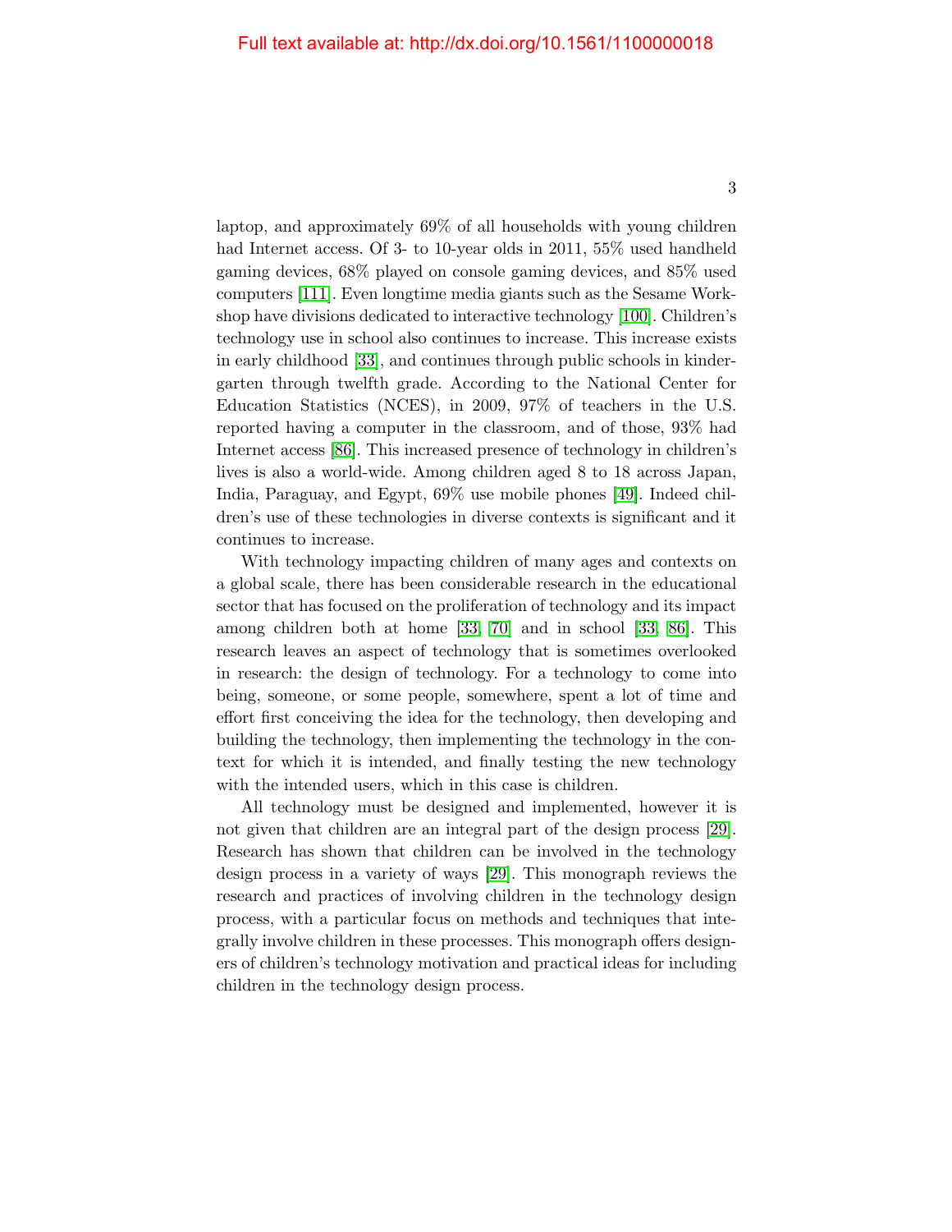laptop, and approximately 69% of all households with young children had Internet access. Of 3- to 10-year olds in 2011, 55% used handheld gaming devices, 68% played on console gaming devices, and 85% used computers [111]. Even longtime media giants such as the Sesame Workshop have divisions dedicated to interactive technology [100]. Children's technology use in school also continues to increase. This increase exists in early childhood [33], and continues through public schools in kindergarten through twelfth grade. According to the National Center for Education Statistics (NCES), in 2009, 97% of teachers in the U.S. reported having a computer in the classroom, and of those, 93% had Internet access [86]. This increased presence of technology in children's lives is also a world-wide. Among children aged 8 to 18 across Japan, India, Paraguay, and Egypt, 69% use mobile phones [49]. Indeed children's use of these technologies in diverse contexts is significant and it continues to increase.

With technology impacting children of many ages and contexts on a global scale, there has been considerable research in the educational sector that has focused on the proliferation of technology and its impact among children both at home [33, 70] and in school [33, 86]. This research leaves an aspect of technology that is sometimes overlooked in research: the design of technology. For a technology to come into being, someone, or some people, somewhere, spent a lot of time and effort first conceiving the idea for the technology, then developing and building the technology, then implementing the technology in the context for which it is intended, and finally testing the new technology with the intended users, which in this case is children.

All technology must be designed and implemented, however it is not given that children are an integral part of the design process [29]. Research has shown that children can be involved in the technology design process in a variety of ways [29]. This monograph reviews the research and practices of involving children in the technology design process, with a particular focus on methods and techniques that integrally involve children in these processes. This monograph offers designers of children's technology motivation and practical ideas for including children in the technology design process.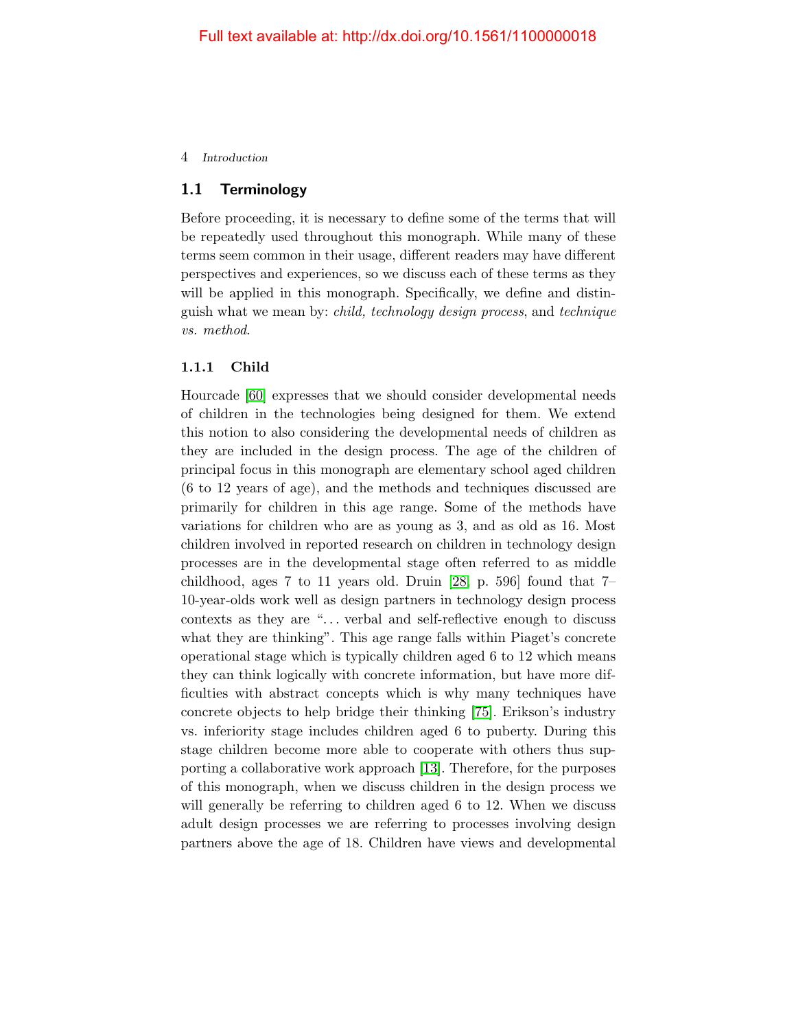## 1.1 Terminology

Before proceeding, it is necessary to define some of the terms that will be repeatedly used throughout this monograph. While many of these terms seem common in their usage, different readers may have different perspectives and experiences, so we discuss each of these terms as they will be applied in this monograph. Specifically, we define and distinguish what we mean by: *child, technology design process*, and *technique vs. method*.

### 1.1.1 Child

Hourcade [60] expresses that we should consider developmental needs of children in the technologies being designed for them. We extend this notion to also considering the developmental needs of children as they are included in the design process. The age of the children of principal focus in this monograph are elementary school aged children (6 to 12 years of age), and the methods and techniques discussed are primarily for children in this age range. Some of the methods have variations for children who are as young as 3, and as old as 16. Most children involved in reported research on children in technology design processes are in the developmental stage often referred to as middle childhood, ages 7 to 11 years old. Druin [28, p. 596] found that 7–10-year-olds work well as design partners in technology design process contexts as they are "... verbal and self-reflective enough to discuss what they are thinking". This age range falls within Piaget's concrete operational stage which is typically children aged 6 to 12 which means they can think logically with concrete information, but have more difficulties with abstract concepts which is why many techniques have concrete objects to help bridge their thinking [75]. Erikson's industry vs. inferiority stage includes children aged 6 to puberty. During this stage children become more able to cooperate with others thus supporting a collaborative work approach [13]. Therefore, for the purposes of this monograph, when we discuss children in the design process we will generally be referring to children aged 6 to 12. When we discuss adult design processes we are referring to processes involving design partners above the age of 18. Children have views and developmental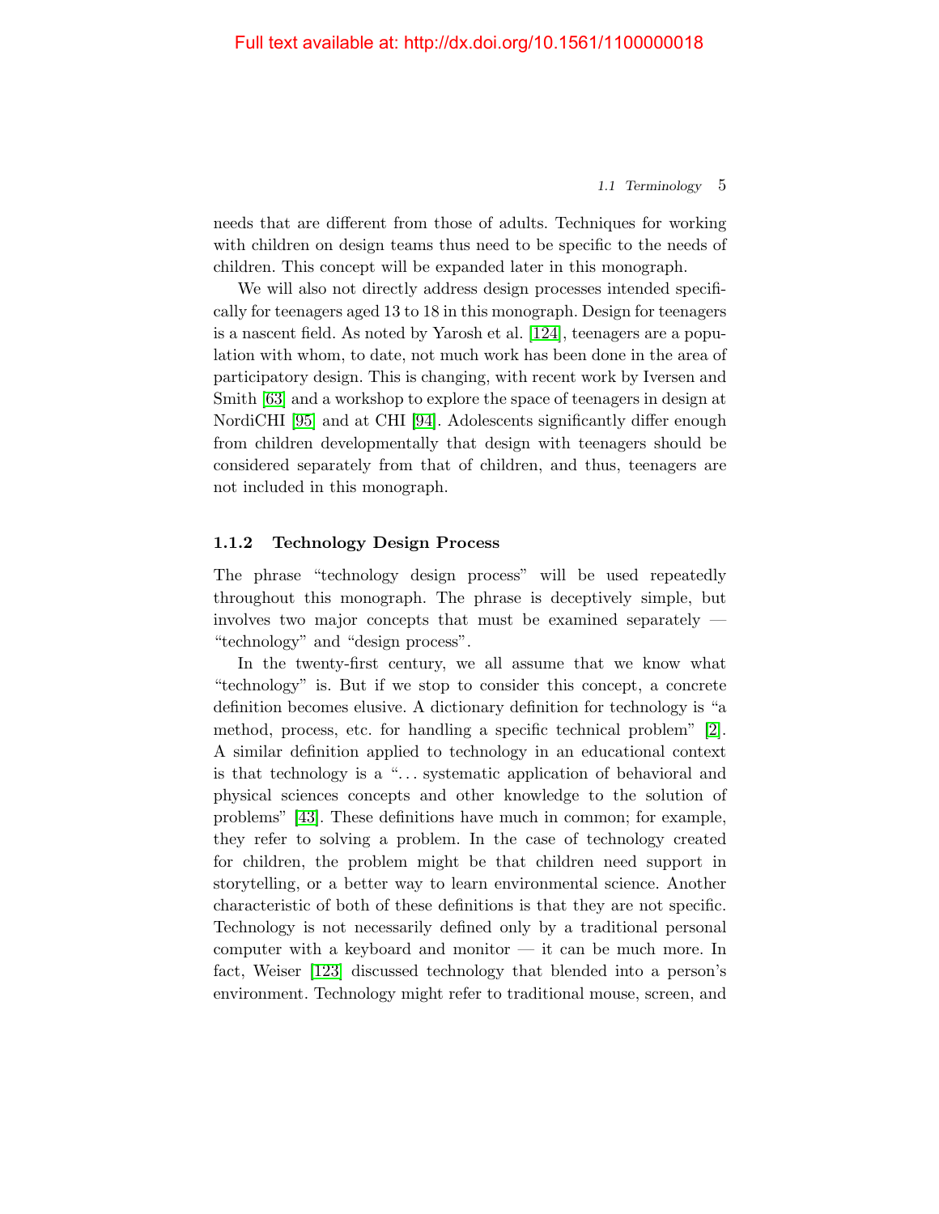needs that are different from those of adults. Techniques for working with children on design teams thus need to be specific to the needs of children. This concept will be expanded later in this monograph.

We will also not directly address design processes intended specifically for teenagers aged 13 to 18 in this monograph. Design for teenagers is a nascent field. As noted by Yarosh et al. [124], teenagers are a population with whom, to date, not much work has been done in the area of participatory design. This is changing, with recent work by Iversen and Smith [63] and a workshop to explore the space of teenagers in design at NordiCHI [95] and at CHI [94]. Adolescents significantly differ enough from children developmentally that design with teenagers should be considered separately from that of children, and thus, teenagers are not included in this monograph.

### 1.1.2 Technology Design Process

The phrase "technology design process" will be used repeatedly throughout this monograph. The phrase is deceptively simple, but involves two major concepts that must be examined separately — "technology" and "design process".

In the twenty-first century, we all assume that we know what "technology" is. But if we stop to consider this concept, a concrete definition becomes elusive. A dictionary definition for technology is "a method, process, etc. for handling a specific technical problem" [2]. A similar definition applied to technology in an educational context is that technology is a "... systematic application of behavioral and physical sciences concepts and other knowledge to the solution of problems" [43]. These definitions have much in common; for example, they refer to solving a problem. In the case of technology created for children, the problem might be that children need support in storytelling, or a better way to learn environmental science. Another characteristic of both of these definitions is that they are not specific. Technology is not necessarily defined only by a traditional personal computer with a keyboard and monitor — it can be much more. In fact, Weiser [123] discussed technology that blended into a person's environment. Technology might refer to traditional mouse, screen, and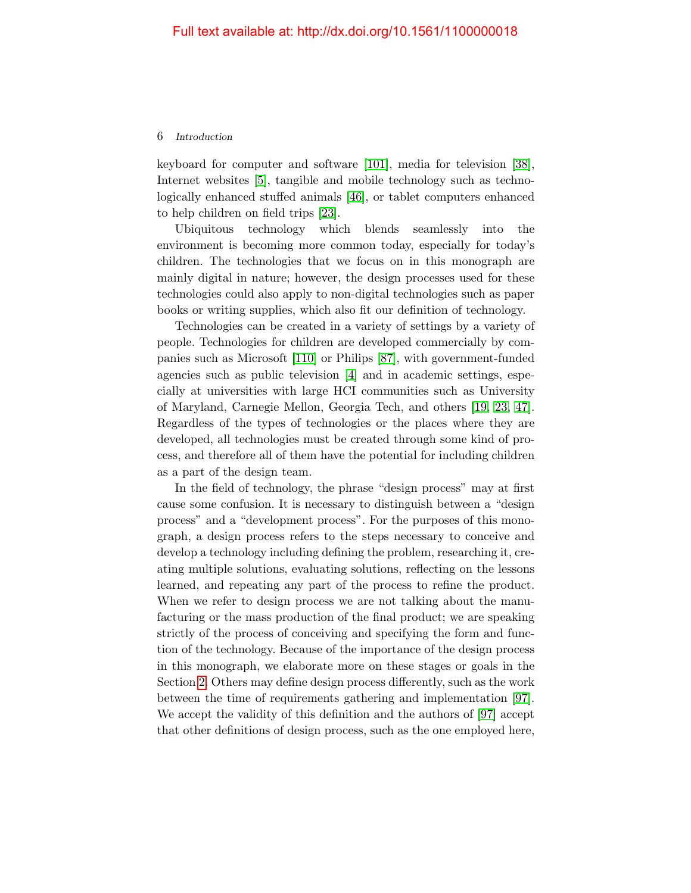keyboard for computer and software [101], media for television [38], Internet websites [5], tangible and mobile technology such as technologically enhanced stuffed animals [46], or tablet computers enhanced to help children on field trips [23].

Ubiquitous technology which blends seamlessly into the environment is becoming more common today, especially for today's children. The technologies that we focus on in this monograph are mainly digital in nature; however, the design processes used for these technologies could also apply to non-digital technologies such as paper books or writing supplies, which also fit our definition of technology.

Technologies can be created in a variety of settings by a variety of people. Technologies for children are developed commercially by companies such as Microsoft [110] or Philips [87], with government-funded agencies such as public television [4] and in academic settings, especially at universities with large HCI communities such as University of Maryland, Carnegie Mellon, Georgia Tech, and others [19, 23, 47]. Regardless of the types of technologies or the places where they are developed, all technologies must be created through some kind of process, and therefore all of them have the potential for including children as a part of the design team.

In the field of technology, the phrase "design process" may at first cause some confusion. It is necessary to distinguish between a "design process" and a "development process". For the purposes of this monograph, a design process refers to the steps necessary to conceive and develop a technology including defining the problem, researching it, creating multiple solutions, evaluating solutions, reflecting on the lessons learned, and repeating any part of the process to refine the product. When we refer to design process we are not talking about the manufacturing or the mass production of the final product; we are speaking strictly of the process of conceiving and specifying the form and function of the technology. Because of the importance of the design process in this monograph, we elaborate more on these stages or goals in the Section 2. Others may define design process differently, such as the work between the time of requirements gathering and implementation [97]. We accept the validity of this definition and the authors of [97] accept that other definitions of design process, such as the one employed here,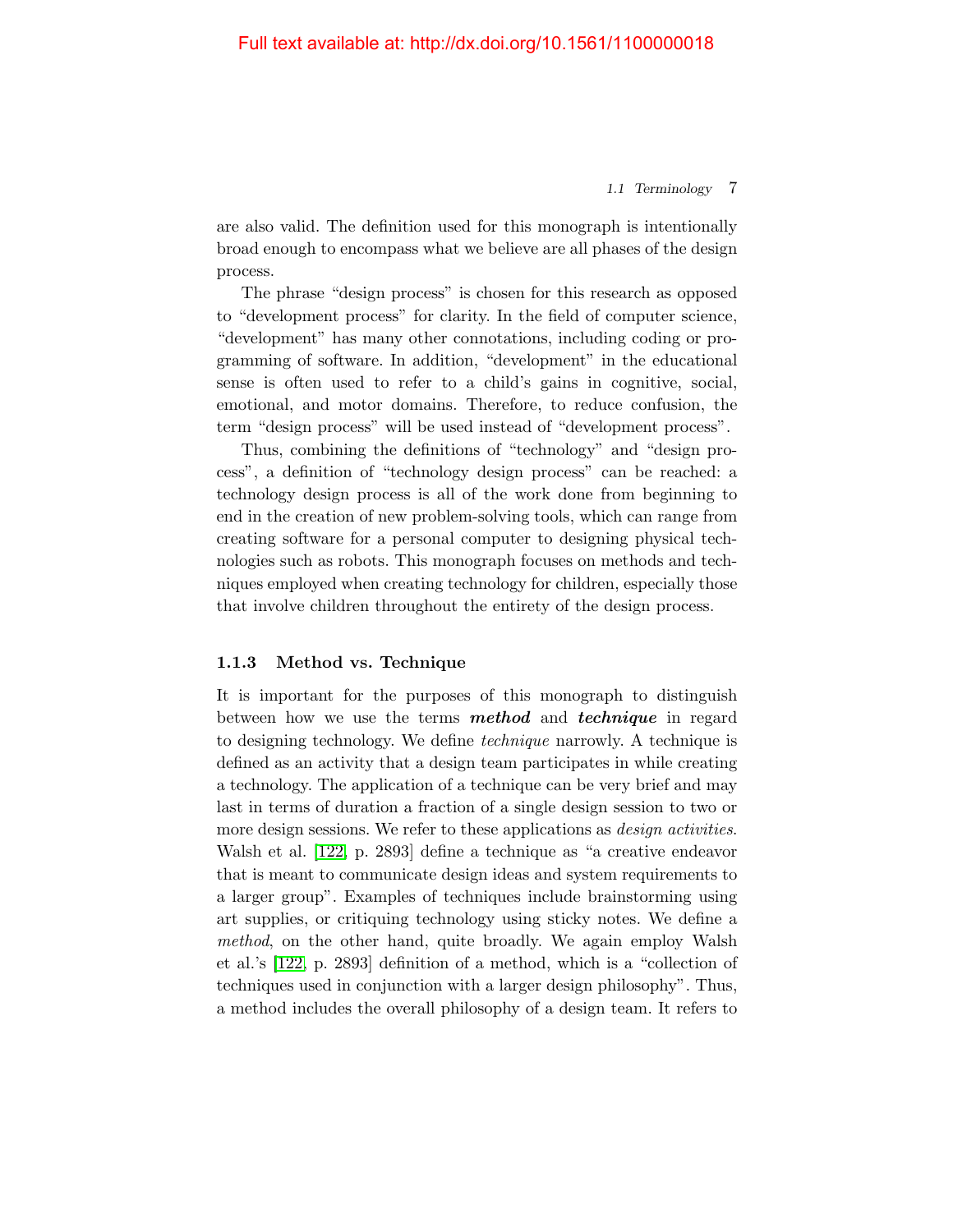are also valid. The definition used for this monograph is intentionally broad enough to encompass what we believe are all phases of the design process.

The phrase "design process" is chosen for this research as opposed to "development process" for clarity. In the field of computer science, "development" has many other connotations, including coding or programming of software. In addition, "development" in the educational sense is often used to refer to a child's gains in cognitive, social, emotional, and motor domains. Therefore, to reduce confusion, the term "design process" will be used instead of "development process".

Thus, combining the definitions of "technology" and "design process", a definition of "technology design process" can be reached: a technology design process is all of the work done from beginning to end in the creation of new problem-solving tools, which can range from creating software for a personal computer to designing physical technologies such as robots. This monograph focuses on methods and techniques employed when creating technology for children, especially those that involve children throughout the entirety of the design process.

### 1.1.3 Method vs. Technique

It is important for the purposes of this monograph to distinguish between how we use the terms ***method*** and ***technique*** in regard to designing technology. We define *technique* narrowly. A technique is defined as an activity that a design team participates in while creating a technology. The application of a technique can be very brief and may last in terms of duration a fraction of a single design session to two or more design sessions. We refer to these applications as *design activities*. Walsh et al. [122, p. 2893] define a technique as "a creative endeavor that is meant to communicate design ideas and system requirements to a larger group". Examples of techniques include brainstorming using art supplies, or critiquing technology using sticky notes. We define a *method*, on the other hand, quite broadly. We again employ Walsh et al.'s [122, p. 2893] definition of a method, which is a "collection of techniques used in conjunction with a larger design philosophy". Thus, a method includes the overall philosophy of a design team. It refers to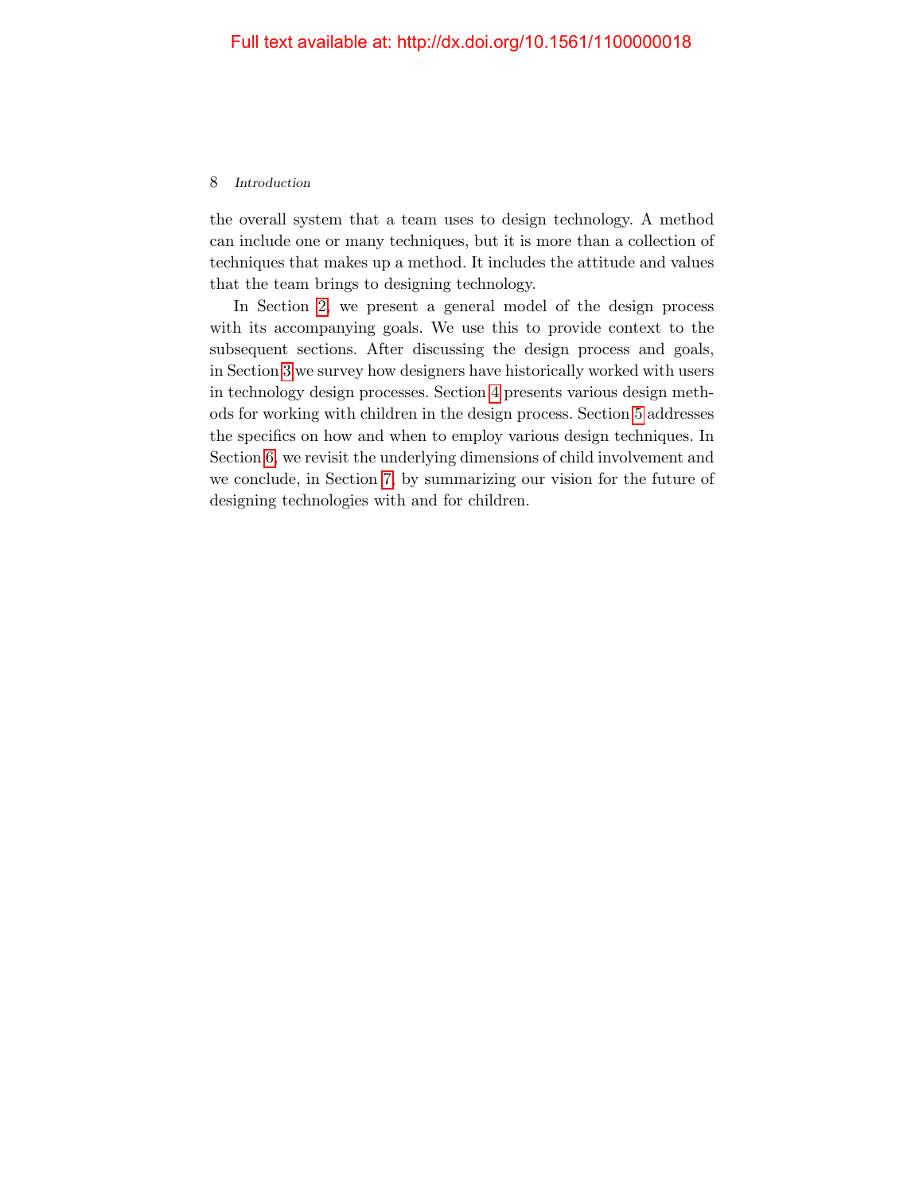the overall system that a team uses to design technology. A method can include one or many techniques, but it is more than a collection of techniques that makes up a method. It includes the attitude and values that the team brings to designing technology.

In Section 2, we present a general model of the design process with its accompanying goals. We use this to provide context to the subsequent sections. After discussing the design process and goals, in Section 3 we survey how designers have historically worked with users in technology design processes. Section 4 presents various design methods for working with children in the design process. Section 5 addresses the specifics on how and when to employ various design techniques. In Section 6, we revisit the underlying dimensions of child involvement and we conclude, in Section 7, by summarizing our vision for the future of designing technologies with and for children.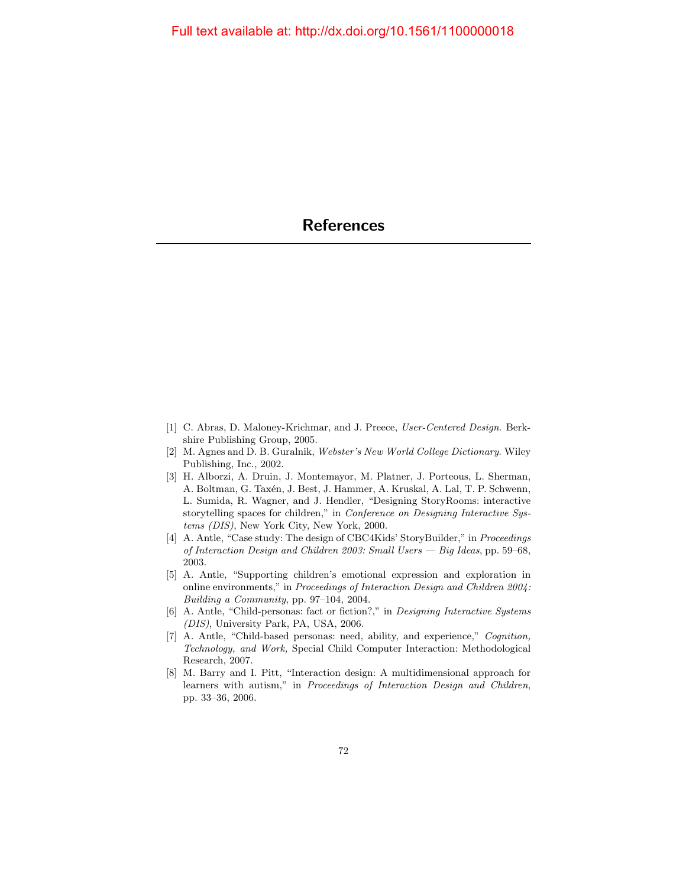# References

[1] C. Abras, D. Maloney-Krichmar, and J. Preece, *User-Centered Design*. Berkshire Publishing Group, 2005.

[2] M. Agnes and D. B. Guralnik, *Webster's New World College Dictionary*. Wiley Publishing, Inc., 2002.

[3] H. Alborzi, A. Druin, J. Montemayor, M. Platner, J. Porteous, L. Sherman, A. Boltman, G. Taxén, J. Best, J. Hammer, A. Kruskal, A. Lal, T. P. Schwenn, L. Sumida, R. Wagner, and J. Hendler, "Designing StoryRooms: interactive storytelling spaces for children," in *Conference on Designing Interactive Systems (DIS)*, New York City, New York, 2000.

[4] A. Antle, "Case study: The design of CBC4Kids' StoryBuilder," in *Proceedings of Interaction Design and Children 2003: Small Users — Big Ideas*, pp. 59–68, 2003.

[5] A. Antle, "Supporting children's emotional expression and exploration in online environments," in *Proceedings of Interaction Design and Children 2004: Building a Community*, pp. 97–104, 2004.

[6] A. Antle, "Child-personas: fact or fiction?," in *Designing Interactive Systems (DIS)*, University Park, PA, USA, 2006.

[7] A. Antle, "Child-based personas: need, ability, and experience," *Cognition, Technology, and Work,* Special Child Computer Interaction: Methodological Research, 2007.

[8] M. Barry and I. Pitt, "Interaction design: A multidimensional approach for learners with autism," in *Proceedings of Interaction Design and Children*, pp. 33–36, 2006.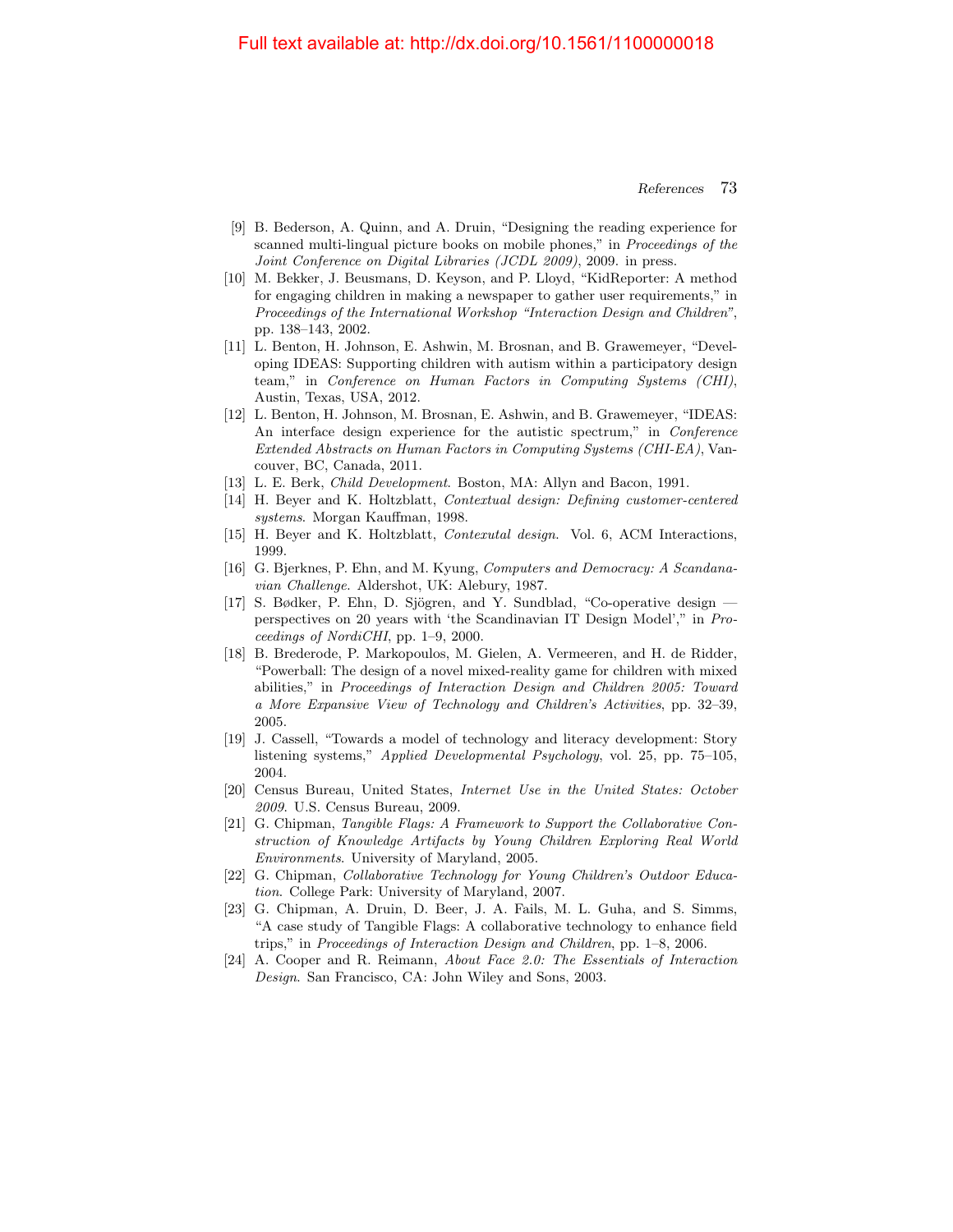[9] B. Bederson, A. Quinn, and A. Druin, “Designing the reading experience for scanned multi-lingual picture books on mobile phones,” in *Proceedings of the Joint Conference on Digital Libraries (JCDL 2009)*, 2009. in press.

[10] M. Bekker, J. Beusmans, D. Keyson, and P. Lloyd, “KidReporter: A method for engaging children in making a newspaper to gather user requirements,” in *Proceedings of the International Workshop “Interaction Design and Children”*, pp. 138–143, 2002.

[11] L. Benton, H. Johnson, E. Ashwin, M. Brosnan, and B. Grawemeyer, “Developing IDEAS: Supporting children with autism within a participatory design team,” in *Conference on Human Factors in Computing Systems (CHI)*, Austin, Texas, USA, 2012.

[12] L. Benton, H. Johnson, M. Brosnan, E. Ashwin, and B. Grawemeyer, “IDEAS: An interface design experience for the autistic spectrum,” in *Conference Extended Abstracts on Human Factors in Computing Systems (CHI-EA)*, Vancouver, BC, Canada, 2011.

[13] L. E. Berk, *Child Development*. Boston, MA: Allyn and Bacon, 1991.

[14] H. Beyer and K. Holtzblatt, *Contextual design: Defining customer-centered systems*. Morgan Kauffman, 1998.

[15] H. Beyer and K. Holtzblatt, *Contexutal design*. Vol. 6, ACM Interactions, 1999.

[16] G. Bjerknes, P. Ehn, and M. Kyung, *Computers and Democracy: A Scandanavian Challenge*. Aldershot, UK: Alebury, 1987.

[17] S. Bødker, P. Ehn, D. Sjögren, and Y. Sundblad, “Co-operative design — perspectives on 20 years with ‘the Scandinavian IT Design Model’,” in *Proceedings of NordiCHI*, pp. 1–9, 2000.

[18] B. Brederode, P. Markopoulos, M. Gielen, A. Vermeeren, and H. de Ridder, “Powerball: The design of a novel mixed-reality game for children with mixed abilities,” in *Proceedings of Interaction Design and Children 2005: Toward a More Expansive View of Technology and Children’s Activities*, pp. 32–39, 2005.

[19] J. Cassell, “Towards a model of technology and literacy development: Story listening systems,” *Applied Developmental Psychology*, vol. 25, pp. 75–105, 2004.

[20] Census Bureau, United States, *Internet Use in the United States: October 2009*. U.S. Census Bureau, 2009.

[21] G. Chipman, *Tangible Flags: A Framework to Support the Collaborative Construction of Knowledge Artifacts by Young Children Exploring Real World Environments*. University of Maryland, 2005.

[22] G. Chipman, *Collaborative Technology for Young Children’s Outdoor Education*. College Park: University of Maryland, 2007.

[23] G. Chipman, A. Druin, D. Beer, J. A. Fails, M. L. Guha, and S. Simms, “A case study of Tangible Flags: A collaborative technology to enhance field trips,” in *Proceedings of Interaction Design and Children*, pp. 1–8, 2006.

[24] A. Cooper and R. Reimann, *About Face 2.0: The Essentials of Interaction Design*. San Francisco, CA: John Wiley and Sons, 2003.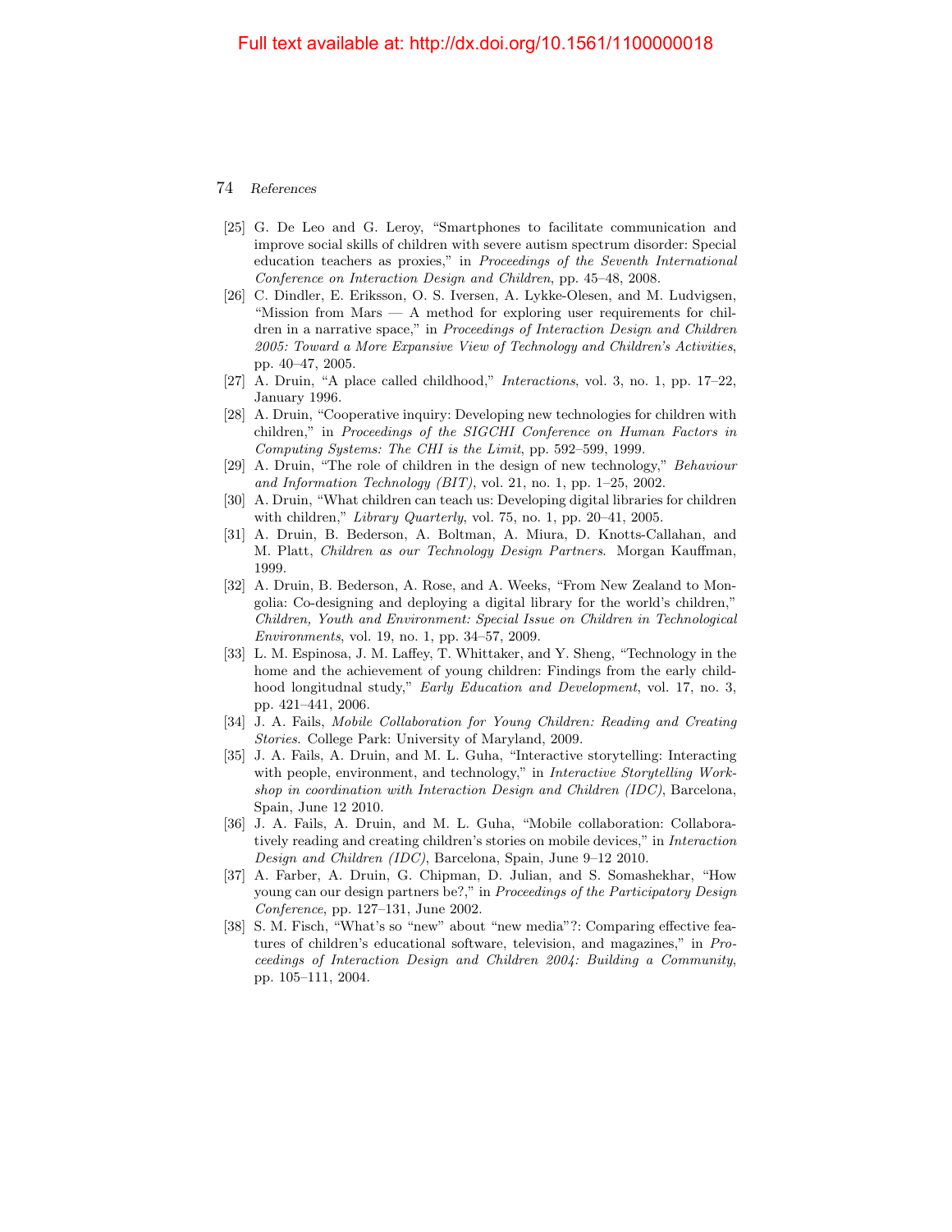[25] G. De Leo and G. Leroy, "Smartphones to facilitate communication and improve social skills of children with severe autism spectrum disorder: Special education teachers as proxies," in *Proceedings of the Seventh International Conference on Interaction Design and Children*, pp. 45–48, 2008.

[26] C. Dindler, E. Eriksson, O. S. Iversen, A. Lykke-Olesen, and M. Ludvigsen, "Mission from Mars — A method for exploring user requirements for children in a narrative space," in *Proceedings of Interaction Design and Children 2005: Toward a More Expansive View of Technology and Children's Activities*, pp. 40–47, 2005.

[27] A. Druin, "A place called childhood," *Interactions*, vol. 3, no. 1, pp. 17–22, January 1996.

[28] A. Druin, "Cooperative inquiry: Developing new technologies for children with children," in *Proceedings of the SIGCHI Conference on Human Factors in Computing Systems: The CHI is the Limit*, pp. 592–599, 1999.

[29] A. Druin, "The role of children in the design of new technology," *Behaviour and Information Technology (BIT)*, vol. 21, no. 1, pp. 1–25, 2002.

[30] A. Druin, "What children can teach us: Developing digital libraries for children with children," *Library Quarterly*, vol. 75, no. 1, pp. 20–41, 2005.

[31] A. Druin, B. Bederson, A. Boltman, A. Miura, D. Knotts-Callahan, and M. Platt, *Children as our Technology Design Partners*. Morgan Kauffman, 1999.

[32] A. Druin, B. Bederson, A. Rose, and A. Weeks, "From New Zealand to Mongolia: Co-designing and deploying a digital library for the world's children," *Children, Youth and Environment: Special Issue on Children in Technological Environments*, vol. 19, no. 1, pp. 34–57, 2009.

[33] L. M. Espinosa, J. M. Laffey, T. Whittaker, and Y. Sheng, "Technology in the home and the achievement of young children: Findings from the early childhood longitudnal study," *Early Education and Development*, vol. 17, no. 3, pp. 421–441, 2006.

[34] J. A. Fails, *Mobile Collaboration for Young Children: Reading and Creating Stories*. College Park: University of Maryland, 2009.

[35] J. A. Fails, A. Druin, and M. L. Guha, "Interactive storytelling: Interacting with people, environment, and technology," in *Interactive Storytelling Workshop in coordination with Interaction Design and Children (IDC)*, Barcelona, Spain, June 12 2010.

[36] J. A. Fails, A. Druin, and M. L. Guha, "Mobile collaboration: Collaboratively reading and creating children's stories on mobile devices," in *Interaction Design and Children (IDC)*, Barcelona, Spain, June 9–12 2010.

[37] A. Farber, A. Druin, G. Chipman, D. Julian, and S. Somashekhar, "How young can our design partners be?," in *Proceedings of the Participatory Design Conference*, pp. 127–131, June 2002.

[38] S. M. Fisch, "What's so "new" about "new media"?: Comparing effective features of children's educational software, television, and magazines," in *Proceedings of Interaction Design and Children 2004: Building a Community*, pp. 105–111, 2004.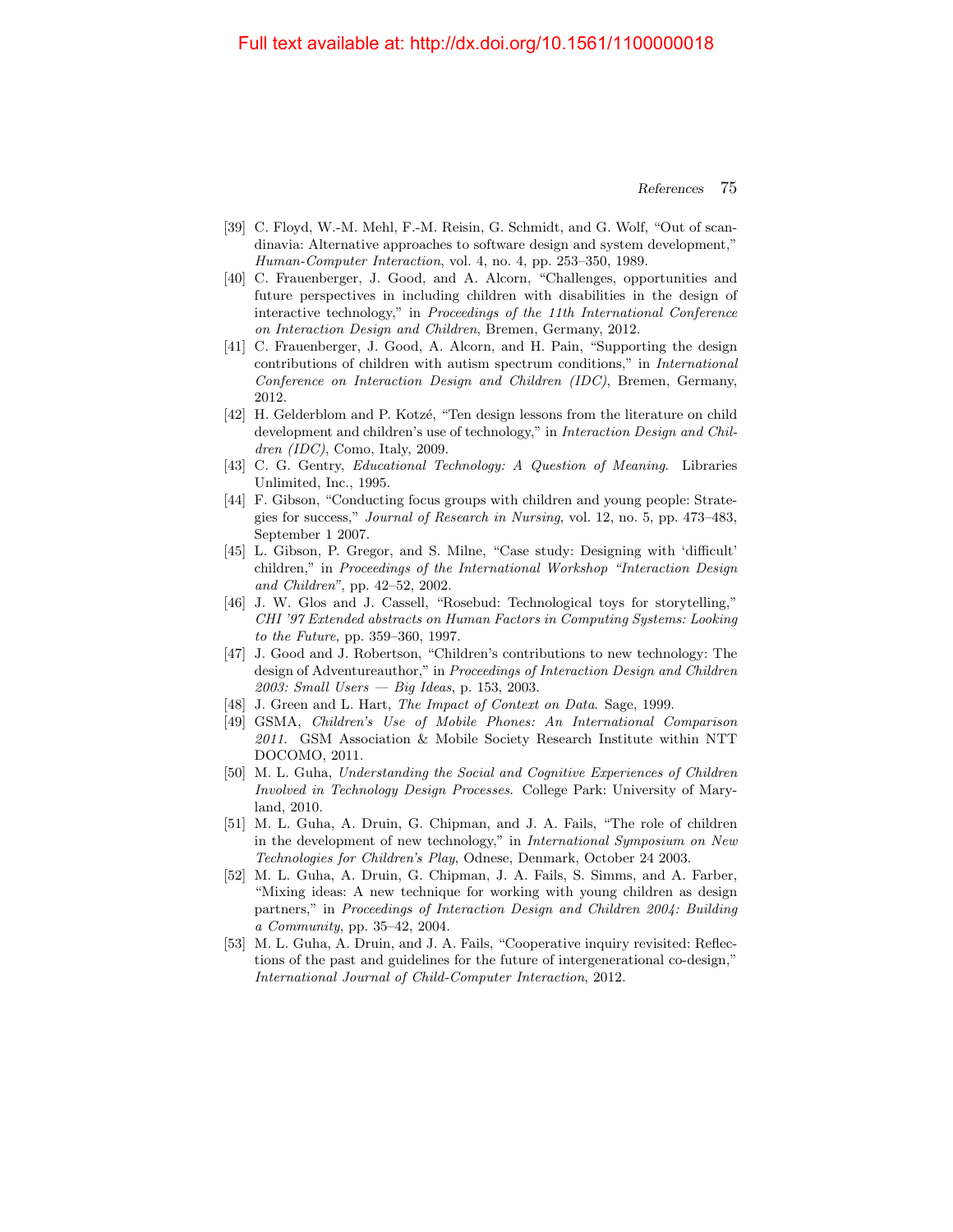[39] C. Floyd, W.-M. Mehl, F.-M. Reisin, G. Schmidt, and G. Wolf, "Out of scandinavia: Alternative approaches to software design and system development," *Human-Computer Interaction*, vol. 4, no. 4, pp. 253–350, 1989.

[40] C. Frauenberger, J. Good, and A. Alcorn, "Challenges, opportunities and future perspectives in including children with disabilities in the design of interactive technology," in *Proceedings of the 11th International Conference on Interaction Design and Children*, Bremen, Germany, 2012.

[41] C. Frauenberger, J. Good, A. Alcorn, and H. Pain, "Supporting the design contributions of children with autism spectrum conditions," in *International Conference on Interaction Design and Children (IDC)*, Bremen, Germany, 2012.

[42] H. Gelderblom and P. Kotzé, "Ten design lessons from the literature on child development and children's use of technology," in *Interaction Design and Children (IDC)*, Como, Italy, 2009.

[43] C. G. Gentry, *Educational Technology: A Question of Meaning*. Libraries Unlimited, Inc., 1995.

[44] F. Gibson, "Conducting focus groups with children and young people: Strategies for success," *Journal of Research in Nursing*, vol. 12, no. 5, pp. 473–483, September 1 2007.

[45] L. Gibson, P. Gregor, and S. Milne, "Case study: Designing with 'difficult' children," in *Proceedings of the International Workshop "Interaction Design and Children"*, pp. 42–52, 2002.

[46] J. W. Glos and J. Cassell, "Rosebud: Technological toys for storytelling," *CHI '97 Extended abstracts on Human Factors in Computing Systems: Looking to the Future*, pp. 359–360, 1997.

[47] J. Good and J. Robertson, "Children's contributions to new technology: The design of Adventureauthor," in *Proceedings of Interaction Design and Children 2003: Small Users — Big Ideas*, p. 153, 2003.

[48] J. Green and L. Hart, *The Impact of Context on Data*. Sage, 1999.

[49] GSMA, *Children's Use of Mobile Phones: An International Comparison 2011*. GSM Association & Mobile Society Research Institute within NTT DOCOMO, 2011.

[50] M. L. Guha, *Understanding the Social and Cognitive Experiences of Children Involved in Technology Design Processes*. College Park: University of Maryland, 2010.

[51] M. L. Guha, A. Druin, G. Chipman, and J. A. Fails, "The role of children in the development of new technology," in *International Symposium on New Technologies for Children's Play*, Odnese, Denmark, October 24 2003.

[52] M. L. Guha, A. Druin, G. Chipman, J. A. Fails, S. Simms, and A. Farber, "Mixing ideas: A new technique for working with young children as design partners," in *Proceedings of Interaction Design and Children 2004: Building a Community*, pp. 35–42, 2004.

[53] M. L. Guha, A. Druin, and J. A. Fails, "Cooperative inquiry revisited: Reflections of the past and guidelines for the future of intergenerational co-design," *International Journal of Child-Computer Interaction*, 2012.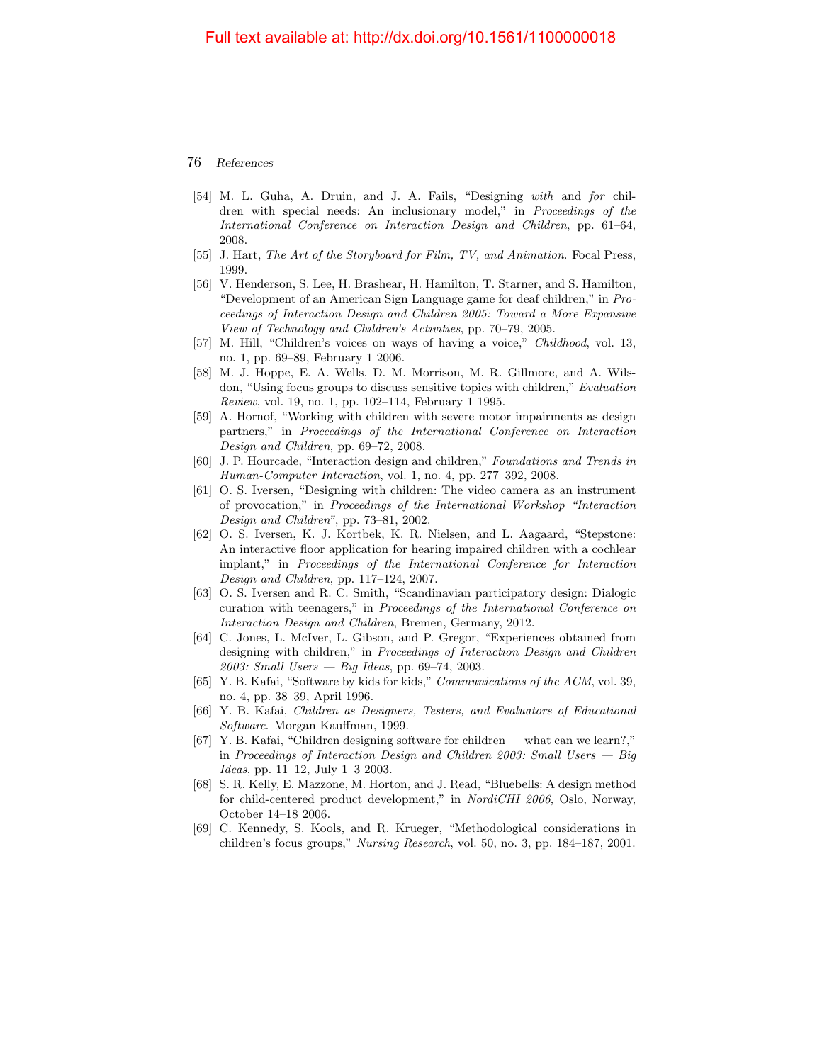- [54] M. L. Guha, A. Druin, and J. A. Fails, "Designing *with* and *for* children with special needs: An inclusionary model," in *Proceedings of the International Conference on Interaction Design and Children*, pp. 61–64, 2008.
- [55] J. Hart, *The Art of the Storyboard for Film, TV, and Animation*. Focal Press, 1999.
- [56] V. Henderson, S. Lee, H. Brashear, H. Hamilton, T. Starner, and S. Hamilton, "Development of an American Sign Language game for deaf children," in *Proceedings of Interaction Design and Children 2005: Toward a More Expansive View of Technology and Children's Activities*, pp. 70–79, 2005.
- [57] M. Hill, "Children's voices on ways of having a voice," *Childhood*, vol. 13, no. 1, pp. 69–89, February 1 2006.
- [58] M. J. Hoppe, E. A. Wells, D. M. Morrison, M. R. Gillmore, and A. Wilsdon, "Using focus groups to discuss sensitive topics with children," *Evaluation Review*, vol. 19, no. 1, pp. 102–114, February 1 1995.
- [59] A. Hornof, "Working with children with severe motor impairments as design partners," in *Proceedings of the International Conference on Interaction Design and Children*, pp. 69–72, 2008.
- [60] J. P. Hourcade, "Interaction design and children," *Foundations and Trends in Human-Computer Interaction*, vol. 1, no. 4, pp. 277–392, 2008.
- [61] O. S. Iversen, "Designing with children: The video camera as an instrument of provocation," in *Proceedings of the International Workshop "Interaction Design and Children"*, pp. 73–81, 2002.
- [62] O. S. Iversen, K. J. Kortbek, K. R. Nielsen, and L. Aagaard, "Stepstone: An interactive floor application for hearing impaired children with a cochlear implant," in *Proceedings of the International Conference for Interaction Design and Children*, pp. 117–124, 2007.
- [63] O. S. Iversen and R. C. Smith, "Scandinavian participatory design: Dialogic curation with teenagers," in *Proceedings of the International Conference on Interaction Design and Children*, Bremen, Germany, 2012.
- [64] C. Jones, L. McIver, L. Gibson, and P. Gregor, "Experiences obtained from designing with children," in *Proceedings of Interaction Design and Children 2003: Small Users — Big Ideas*, pp. 69–74, 2003.
- [65] Y. B. Kafai, "Software by kids for kids," *Communications of the ACM*, vol. 39, no. 4, pp. 38–39, April 1996.
- [66] Y. B. Kafai, *Children as Designers, Testers, and Evaluators of Educational Software*. Morgan Kauffman, 1999.
- [67] Y. B. Kafai, "Children designing software for children — what can we learn?," in *Proceedings of Interaction Design and Children 2003: Small Users — Big Ideas*, pp. 11–12, July 1–3 2003.
- [68] S. R. Kelly, E. Mazzone, M. Horton, and J. Read, "Bluebells: A design method for child-centered product development," in *NordiCHI 2006*, Oslo, Norway, October 14–18 2006.
- [69] C. Kennedy, S. Kools, and R. Krueger, "Methodological considerations in children's focus groups," *Nursing Research*, vol. 50, no. 3, pp. 184–187, 2001.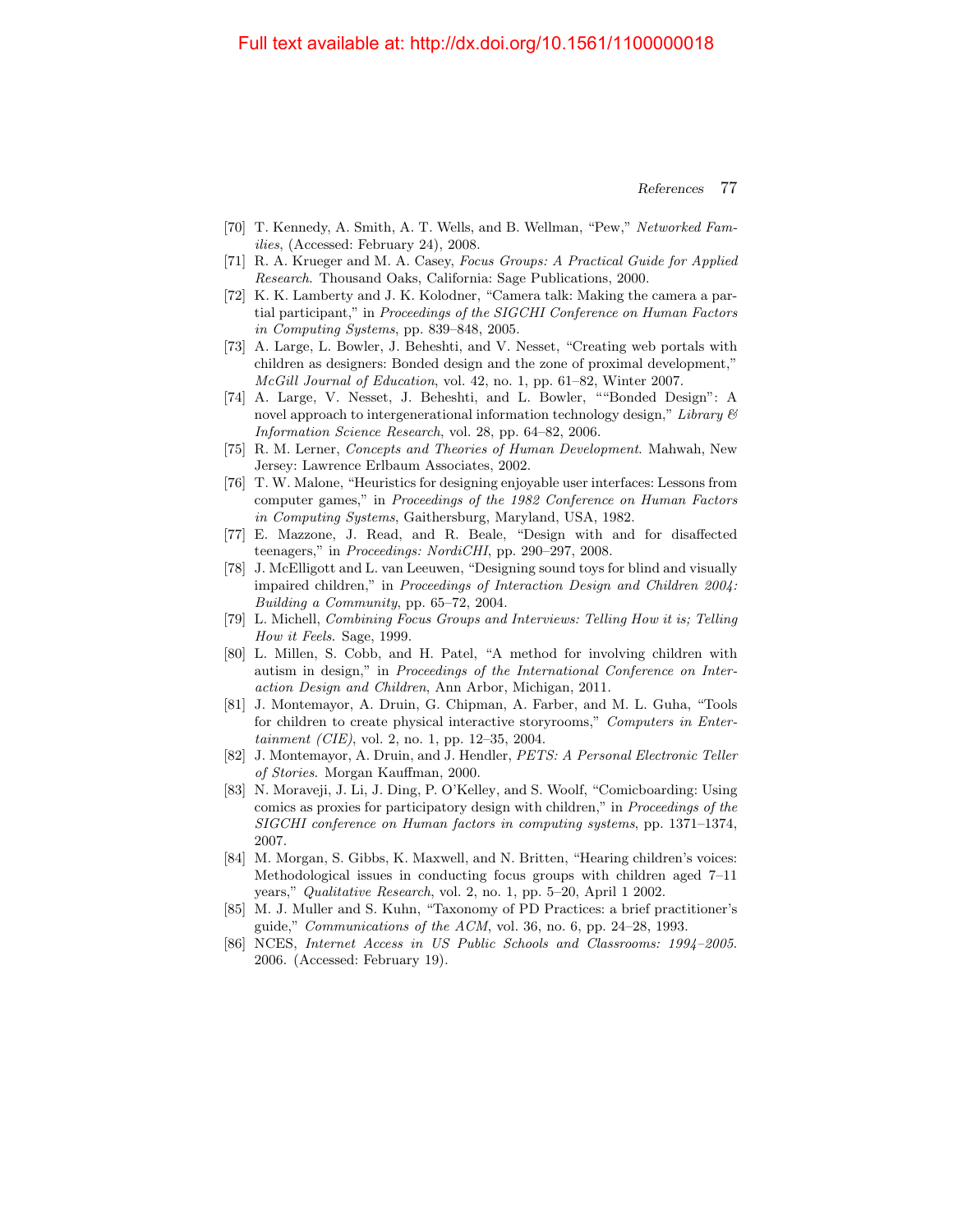[70] T. Kennedy, A. Smith, A. T. Wells, and B. Wellman, "Pew," *Networked Families*, (Accessed: February 24), 2008.

[71] R. A. Krueger and M. A. Casey, *Focus Groups: A Practical Guide for Applied Research*. Thousand Oaks, California: Sage Publications, 2000.

[72] K. K. Lamberty and J. K. Kolodner, "Camera talk: Making the camera a partial participant," in *Proceedings of the SIGCHI Conference on Human Factors in Computing Systems*, pp. 839–848, 2005.

[73] A. Large, L. Bowler, J. Beheshti, and V. Nesset, "Creating web portals with children as designers: Bonded design and the zone of proximal development," *McGill Journal of Education*, vol. 42, no. 1, pp. 61–82, Winter 2007.

[74] A. Large, V. Nesset, J. Beheshti, and L. Bowler, ""Bonded Design": A novel approach to intergenerational information technology design," *Library & Information Science Research*, vol. 28, pp. 64–82, 2006.

[75] R. M. Lerner, *Concepts and Theories of Human Development*. Mahwah, New Jersey: Lawrence Erlbaum Associates, 2002.

[76] T. W. Malone, "Heuristics for designing enjoyable user interfaces: Lessons from computer games," in *Proceedings of the 1982 Conference on Human Factors in Computing Systems*, Gaithersburg, Maryland, USA, 1982.

[77] E. Mazzone, J. Read, and R. Beale, "Design with and for disaffected teenagers," in *Proceedings: NordiCHI*, pp. 290–297, 2008.

[78] J. McElligott and L. van Leeuwen, "Designing sound toys for blind and visually impaired children," in *Proceedings of Interaction Design and Children 2004: Building a Community*, pp. 65–72, 2004.

[79] L. Michell, *Combining Focus Groups and Interviews: Telling How it is; Telling How it Feels*. Sage, 1999.

[80] L. Millen, S. Cobb, and H. Patel, "A method for involving children with autism in design," in *Proceedings of the International Conference on Interaction Design and Children*, Ann Arbor, Michigan, 2011.

[81] J. Montemayor, A. Druin, G. Chipman, A. Farber, and M. L. Guha, "Tools for children to create physical interactive storyrooms," *Computers in Entertainment (CIE)*, vol. 2, no. 1, pp. 12–35, 2004.

[82] J. Montemayor, A. Druin, and J. Hendler, *PETS: A Personal Electronic Teller of Stories*. Morgan Kauffman, 2000.

[83] N. Moraveji, J. Li, J. Ding, P. O'Kelley, and S. Woolf, "Comicboarding: Using comics as proxies for participatory design with children," in *Proceedings of the SIGCHI conference on Human factors in computing systems*, pp. 1371–1374, 2007.

[84] M. Morgan, S. Gibbs, K. Maxwell, and N. Britten, "Hearing children's voices: Methodological issues in conducting focus groups with children aged 7–11 years," *Qualitative Research*, vol. 2, no. 1, pp. 5–20, April 1 2002.

[85] M. J. Muller and S. Kuhn, "Taxonomy of PD Practices: a brief practitioner's guide," *Communications of the ACM*, vol. 36, no. 6, pp. 24–28, 1993.

[86] NCES, *Internet Access in US Public Schools and Classrooms: 1994–2005*. 2006. (Accessed: February 19).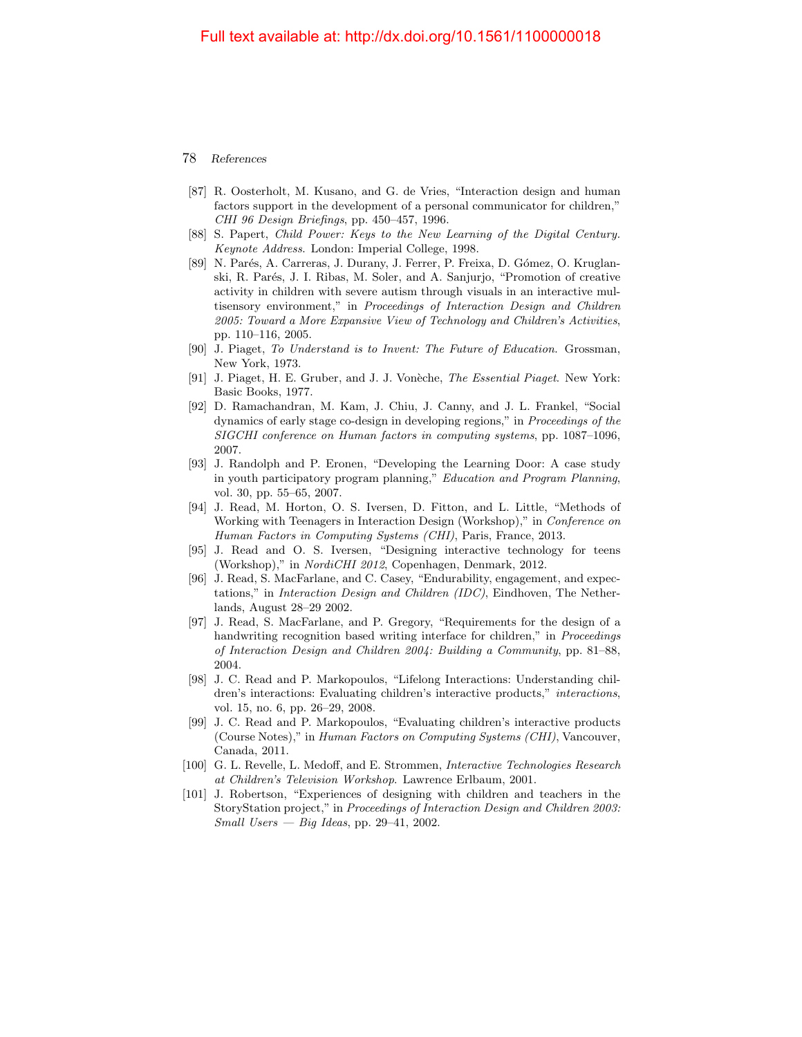- [87] R. Oosterholt, M. Kusano, and G. de Vries, "Interaction design and human factors support in the development of a personal communicator for children," *CHI 96 Design Briefings*, pp. 450–457, 1996.
- [88] S. Papert, *Child Power: Keys to the New Learning of the Digital Century. Keynote Address*. London: Imperial College, 1998.
- [89] N. Parés, A. Carreras, J. Durany, J. Ferrer, P. Freixa, D. Gómez, O. Kruglanski, R. Parés, J. I. Ribas, M. Soler, and A. Sanjurjo, "Promotion of creative activity in children with severe autism through visuals in an interactive multisensory environment," in *Proceedings of Interaction Design and Children 2005: Toward a More Expansive View of Technology and Children's Activities*, pp. 110–116, 2005.
- [90] J. Piaget, *To Understand is to Invent: The Future of Education*. Grossman, New York, 1973.
- [91] J. Piaget, H. E. Gruber, and J. J. Vonèche, *The Essential Piaget*. New York: Basic Books, 1977.
- [92] D. Ramachandran, M. Kam, J. Chiu, J. Canny, and J. L. Frankel, "Social dynamics of early stage co-design in developing regions," in *Proceedings of the SIGCHI conference on Human factors in computing systems*, pp. 1087–1096, 2007.
- [93] J. Randolph and P. Eronen, "Developing the Learning Door: A case study in youth participatory program planning," *Education and Program Planning*, vol. 30, pp. 55–65, 2007.
- [94] J. Read, M. Horton, O. S. Iversen, D. Fitton, and L. Little, "Methods of Working with Teenagers in Interaction Design (Workshop)," in *Conference on Human Factors in Computing Systems (CHI)*, Paris, France, 2013.
- [95] J. Read and O. S. Iversen, "Designing interactive technology for teens (Workshop)," in *NordiCHI 2012*, Copenhagen, Denmark, 2012.
- [96] J. Read, S. MacFarlane, and C. Casey, "Endurability, engagement, and expectations," in *Interaction Design and Children (IDC)*, Eindhoven, The Netherlands, August 28–29 2002.
- [97] J. Read, S. MacFarlane, and P. Gregory, "Requirements for the design of a handwriting recognition based writing interface for children," in *Proceedings of Interaction Design and Children 2004: Building a Community*, pp. 81–88, 2004.
- [98] J. C. Read and P. Markopoulos, "Lifelong Interactions: Understanding children's interactions: Evaluating children's interactive products," *interactions*, vol. 15, no. 6, pp. 26–29, 2008.
- [99] J. C. Read and P. Markopoulos, "Evaluating children's interactive products (Course Notes)," in *Human Factors on Computing Systems (CHI)*, Vancouver, Canada, 2011.
- [100] G. L. Revelle, L. Medoff, and E. Strommen, *Interactive Technologies Research at Children's Television Workshop*. Lawrence Erlbaum, 2001.
- [101] J. Robertson, "Experiences of designing with children and teachers in the StoryStation project," in *Proceedings of Interaction Design and Children 2003: Small Users — Big Ideas*, pp. 29–41, 2002.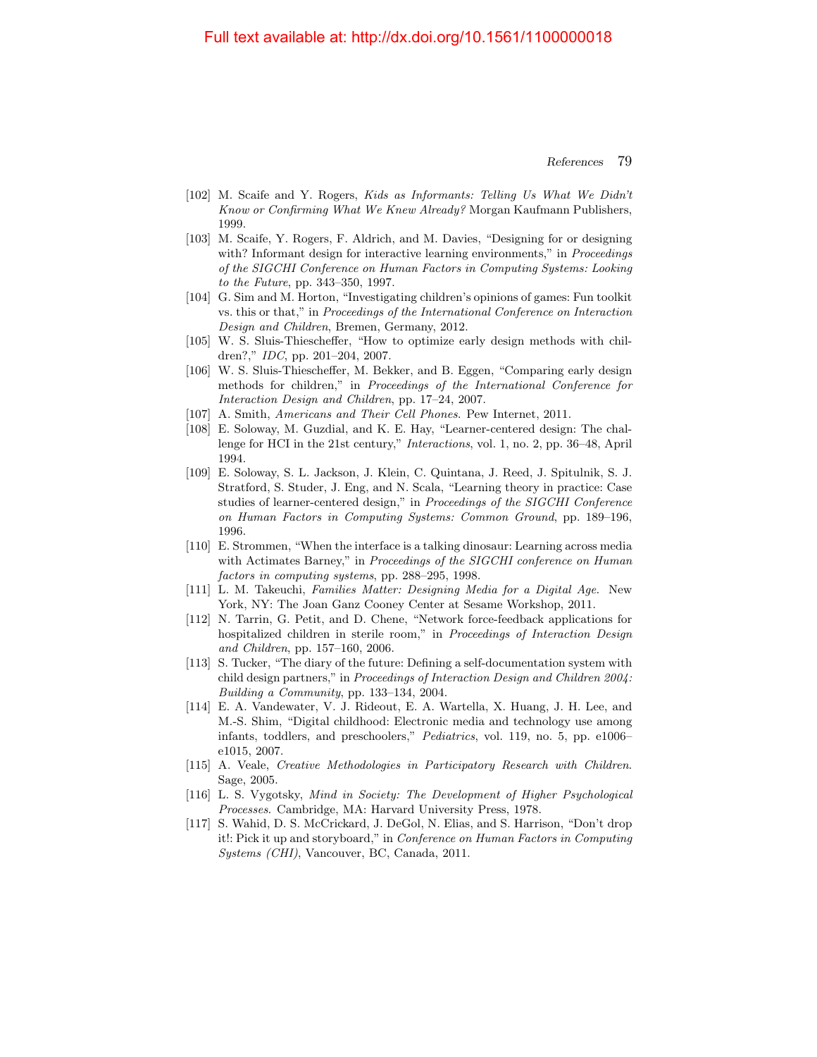[102] M. Scaife and Y. Rogers, *Kids as Informants: Telling Us What We Didn't Know or Confirming What We Knew Already?* Morgan Kaufmann Publishers, 1999.

[103] M. Scaife, Y. Rogers, F. Aldrich, and M. Davies, "Designing for or designing with? Informant design for interactive learning environments," in *Proceedings of the SIGCHI Conference on Human Factors in Computing Systems: Looking to the Future*, pp. 343–350, 1997.

[104] G. Sim and M. Horton, "Investigating children's opinions of games: Fun toolkit vs. this or that," in *Proceedings of the International Conference on Interaction Design and Children*, Bremen, Germany, 2012.

[105] W. S. Sluis-Thiescheffer, "How to optimize early design methods with children?," *IDC*, pp. 201–204, 2007.

[106] W. S. Sluis-Thiescheffer, M. Bekker, and B. Eggen, "Comparing early design methods for children," in *Proceedings of the International Conference for Interaction Design and Children*, pp. 17–24, 2007.

[107] A. Smith, *Americans and Their Cell Phones*. Pew Internet, 2011.

[108] E. Soloway, M. Guzdial, and K. E. Hay, "Learner-centered design: The challenge for HCI in the 21st century," *Interactions*, vol. 1, no. 2, pp. 36–48, April 1994.

[109] E. Soloway, S. L. Jackson, J. Klein, C. Quintana, J. Reed, J. Spitulnik, S. J. Stratford, S. Studer, J. Eng, and N. Scala, "Learning theory in practice: Case studies of learner-centered design," in *Proceedings of the SIGCHI Conference on Human Factors in Computing Systems: Common Ground*, pp. 189–196, 1996.

[110] E. Strommen, "When the interface is a talking dinosaur: Learning across media with Actimates Barney," in *Proceedings of the SIGCHI conference on Human factors in computing systems*, pp. 288–295, 1998.

[111] L. M. Takeuchi, *Families Matter: Designing Media for a Digital Age*. New York, NY: The Joan Ganz Cooney Center at Sesame Workshop, 2011.

[112] N. Tarrin, G. Petit, and D. Chene, "Network force-feedback applications for hospitalized children in sterile room," in *Proceedings of Interaction Design and Children*, pp. 157–160, 2006.

[113] S. Tucker, "The diary of the future: Defining a self-documentation system with child design partners," in *Proceedings of Interaction Design and Children 2004: Building a Community*, pp. 133–134, 2004.

[114] E. A. Vandewater, V. J. Rideout, E. A. Wartella, X. Huang, J. H. Lee, and M.-S. Shim, "Digital childhood: Electronic media and technology use among infants, toddlers, and preschoolers," *Pediatrics*, vol. 119, no. 5, pp. e1006–e1015, 2007.

[115] A. Veale, *Creative Methodologies in Participatory Research with Children*. Sage, 2005.

[116] L. S. Vygotsky, *Mind in Society: The Development of Higher Psychological Processes*. Cambridge, MA: Harvard University Press, 1978.

[117] S. Wahid, D. S. McCrickard, J. DeGol, N. Elias, and S. Harrison, "Don't drop it!: Pick it up and storyboard," in *Conference on Human Factors in Computing Systems (CHI)*, Vancouver, BC, Canada, 2011.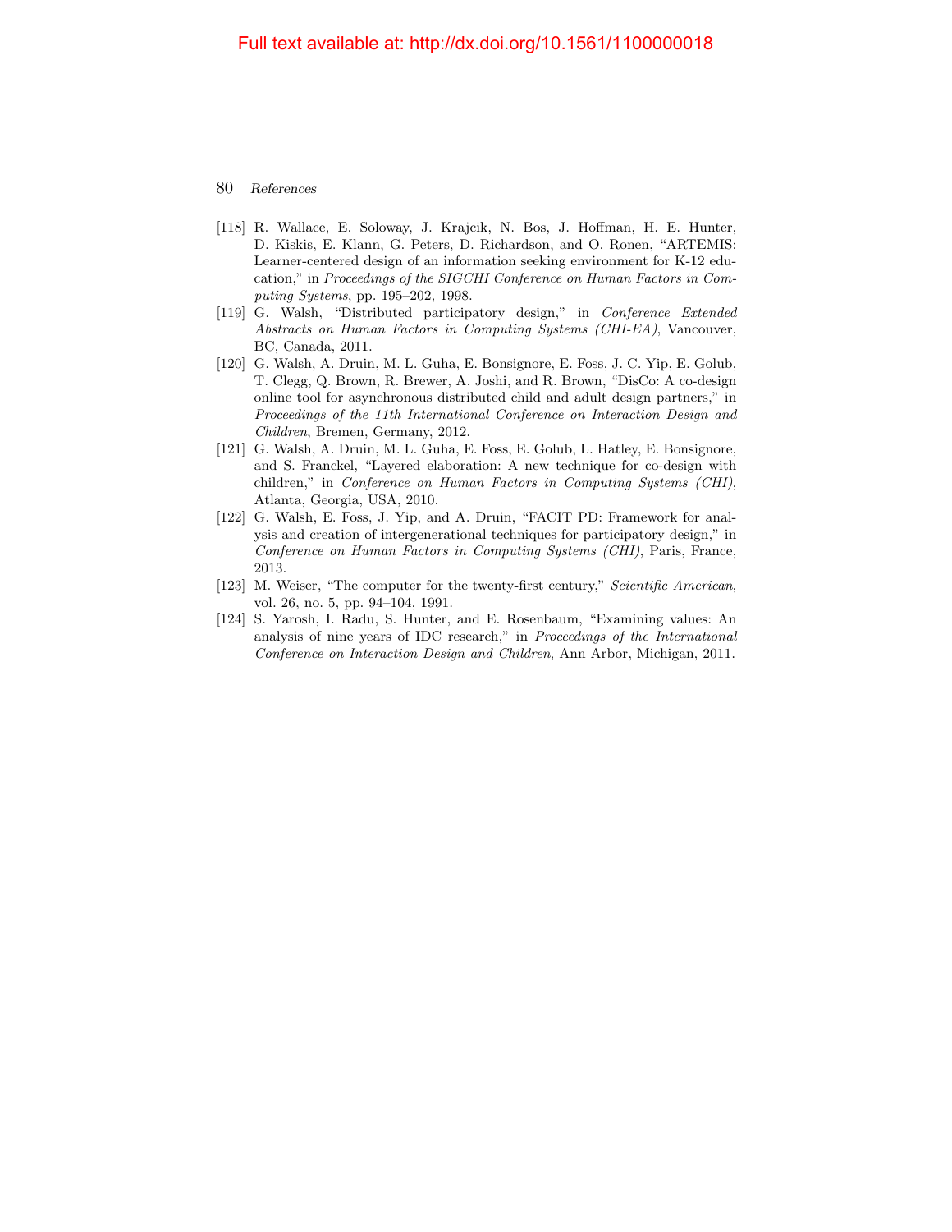[118] R. Wallace, E. Soloway, J. Krajcik, N. Bos, J. Hoffman, H. E. Hunter, D. Kiskis, E. Klann, G. Peters, D. Richardson, and O. Ronen, "ARTEMIS: Learner-centered design of an information seeking environment for K-12 education," in *Proceedings of the SIGCHI Conference on Human Factors in Computing Systems*, pp. 195–202, 1998.

[119] G. Walsh, "Distributed participatory design," in *Conference Extended Abstracts on Human Factors in Computing Systems (CHI-EA)*, Vancouver, BC, Canada, 2011.

[120] G. Walsh, A. Druin, M. L. Guha, E. Bonsignore, E. Foss, J. C. Yip, E. Golub, T. Clegg, Q. Brown, R. Brewer, A. Joshi, and R. Brown, "DisCo: A co-design online tool for asynchronous distributed child and adult design partners," in *Proceedings of the 11th International Conference on Interaction Design and Children*, Bremen, Germany, 2012.

[121] G. Walsh, A. Druin, M. L. Guha, E. Foss, E. Golub, L. Hatley, E. Bonsignore, and S. Franckel, "Layered elaboration: A new technique for co-design with children," in *Conference on Human Factors in Computing Systems (CHI)*, Atlanta, Georgia, USA, 2010.

[122] G. Walsh, E. Foss, J. Yip, and A. Druin, "FACIT PD: Framework for analysis and creation of intergenerational techniques for participatory design," in *Conference on Human Factors in Computing Systems (CHI)*, Paris, France, 2013.

[123] M. Weiser, "The computer for the twenty-first century," *Scientific American*, vol. 26, no. 5, pp. 94–104, 1991.

[124] S. Yarosh, I. Radu, S. Hunter, and E. Rosenbaum, "Examining values: An analysis of nine years of IDC research," in *Proceedings of the International Conference on Interaction Design and Children*, Ann Arbor, Michigan, 2011.